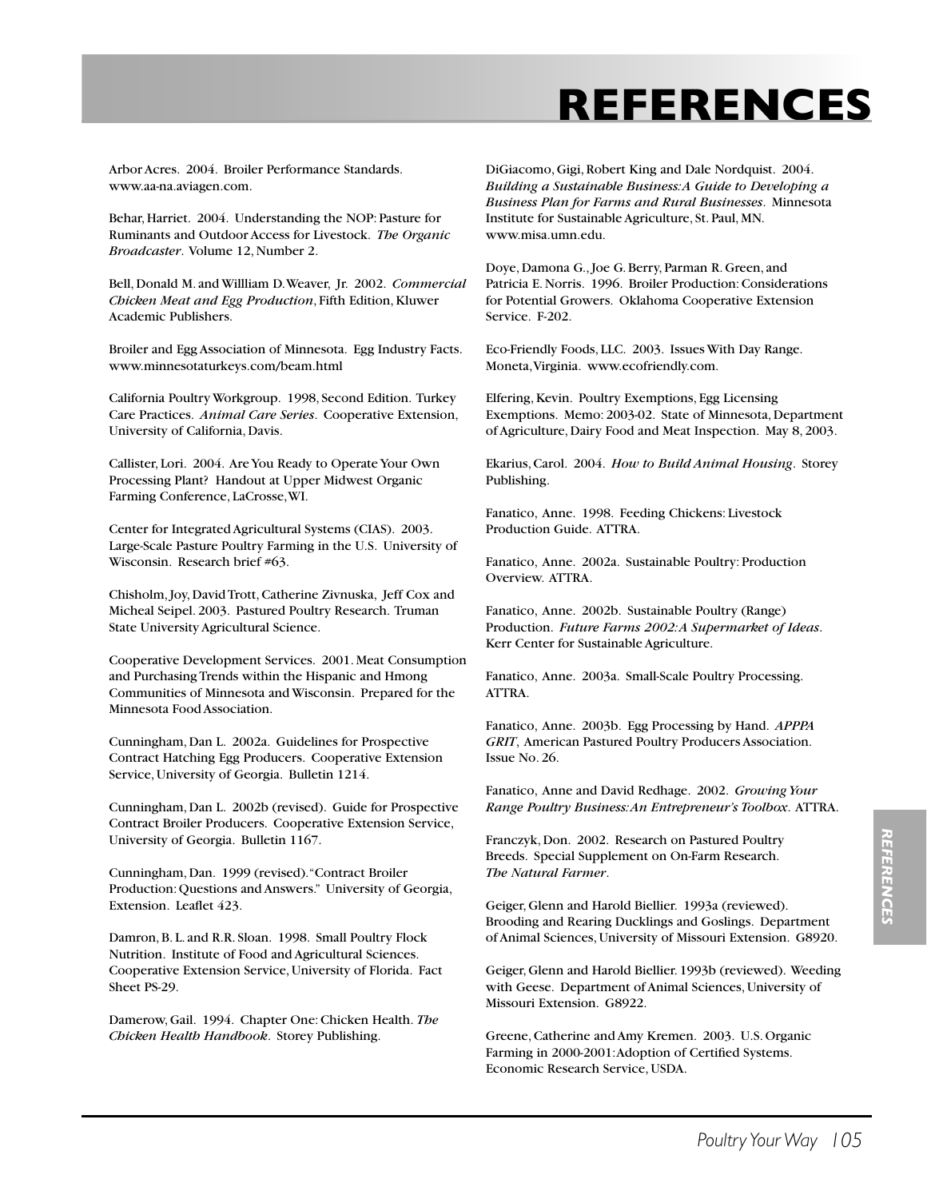# REFERENCES

Arbor Acres. 2004. Broiler Performance Standards. www.aa-na.aviagen.com.

Behar, Harriet. 2004. Understanding the NOP: Pasture for Ruminants and Outdoor Access for Livestock. *The Organic Broadcaster*. Volume 12, Number 2.

Bell, Donald M. and Willliam D. Weaver, Jr. 2002. *Commercial Chicken Meat and Egg Production*, Fifth Edition, Kluwer Academic Publishers.

Broiler and Egg Association of Minnesota. Egg Industry Facts. www.minnesotaturkeys.com/beam.html

California Poultry Workgroup. 1998, Second Edition. Turkey Care Practices. *Animal Care Series*. Cooperative Extension, University of California, Davis.

Callister, Lori. 2004. Are You Ready to Operate Your Own Processing Plant? Handout at Upper Midwest Organic Farming Conference, LaCrosse, WI.

Center for Integrated Agricultural Systems (CIAS). 2003. Large-Scale Pasture Poultry Farming in the U.S. University of Wisconsin. Research brief #63.

Chisholm, Joy, David Trott, Catherine Zivnuska, Jeff Cox and Micheal Seipel. 2003. Pastured Poultry Research. Truman State University Agricultural Science.

Cooperative Development Services. 2001. Meat Consumption and Purchasing Trends within the Hispanic and Hmong Communities of Minnesota and Wisconsin. Prepared for the Minnesota Food Association.

Cunningham, Dan L. 2002a. Guidelines for Prospective Contract Hatching Egg Producers. Cooperative Extension Service, University of Georgia. Bulletin 1214.

Cunningham, Dan L. 2002b (revised). Guide for Prospective Contract Broiler Producers. Cooperative Extension Service, University of Georgia. Bulletin 1167.

Cunningham, Dan. 1999 (revised). "Contract Broiler Production: Questions and Answers." University of Georgia, Extension. Leaflet 423.

Damron, B. L. and R.R. Sloan. 1998. Small Poultry Flock Nutrition. Institute of Food and Agricultural Sciences. Cooperative Extension Service, University of Florida. Fact Sheet PS-29.

Damerow, Gail. 1994. Chapter One: Chicken Health. *The Chicken Health Handbook*. Storey Publishing.

DiGiacomo, Gigi, Robert King and Dale Nordquist. 2004. *Building a Sustainable Business: A Guide to Developing a Business Plan for Farms and Rural Businesses*. Minnesota Institute for Sustainable Agriculture, St. Paul, MN. www.misa.umn.edu.

Doye, Damona G., Joe G. Berry, Parman R. Green, and Patricia E. Norris. 1996. Broiler Production: Considerations for Potential Growers. Oklahoma Cooperative Extension Service. F-202.

Eco-Friendly Foods, LLC. 2003. Issues With Day Range. Moneta, Virginia. www.ecofriendly.com.

Elfering, Kevin. Poultry Exemptions, Egg Licensing Exemptions. Memo: 2003-02. State of Minnesota, Department of Agriculture, Dairy Food and Meat Inspection. May 8, 2003.

Ekarius, Carol. 2004. *How to Build Animal Housing*. Storey Publishing.

Fanatico, Anne. 1998. Feeding Chickens: Livestock Production Guide. ATTRA.

Fanatico, Anne. 2002a. Sustainable Poultry: Production Overview. ATTRA.

Fanatico, Anne. 2002b. Sustainable Poultry (Range) Production. *Future Farms 2002: A Supermarket of Ideas*. Kerr Center for Sustainable Agriculture.

Fanatico, Anne. 2003a. Small-Scale Poultry Processing. ATTRA.

Fanatico, Anne. 2003b. Egg Processing by Hand. *APPPA GRIT*, American Pastured Poultry Producers Association. Issue No. 26.

Fanatico, Anne and David Redhage. 2002. *Growing Your Range Poultry Business: An Entrepreneur's Toolbox*. ATTRA.

Franczyk, Don. 2002. Research on Pastured Poultry Breeds. Special Supplement on On-Farm Research. *The Natural Farmer*.

Geiger, Glenn and Harold Biellier. 1993a (reviewed). Brooding and Rearing Ducklings and Goslings. Department of Animal Sciences, University of Missouri Extension. G8920.

Geiger, Glenn and Harold Biellier. 1993b (reviewed). Weeding with Geese. Department of Animal Sciences, University of Missouri Extension. G8922.

Greene, Catherine and Amy Kremen. 2003. U.S. Organic Farming in 2000-2001: Adoption of Certified Systems. Economic Research Service, USDA.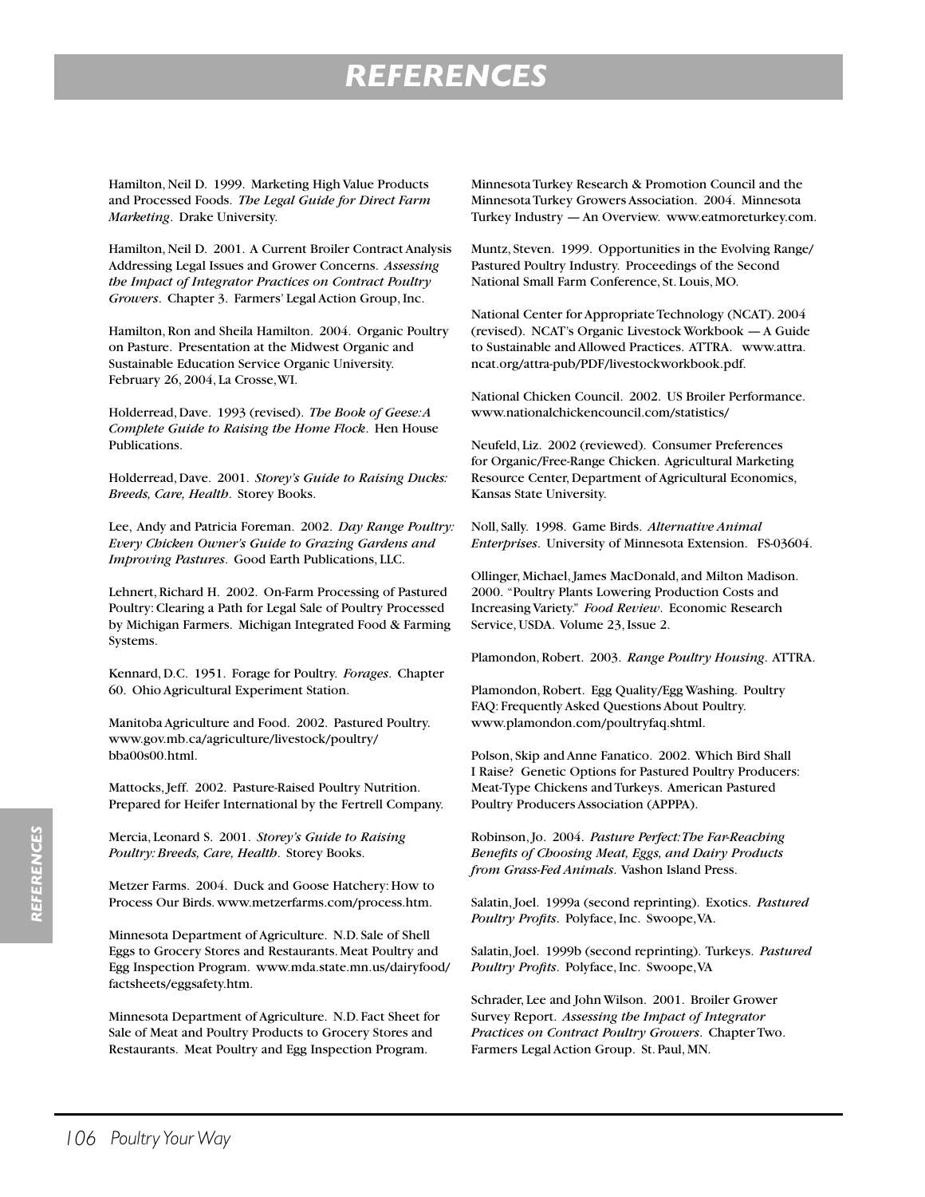# REFERENCES

Hamilton, Neil D. 1999. Marketing High Value Products and Processed Foods. *The Legal Guide for Direct Farm Marketing*. Drake University.

Hamilton, Neil D. 2001. A Current Broiler Contract Analysis Addressing Legal Issues and Grower Concerns. *Assessing the Impact of Integrator Practices on Contract Poultry Growers*. Chapter 3. Farmers' Legal Action Group, Inc.

Hamilton, Ron and Sheila Hamilton. 2004. Organic Poultry on Pasture. Presentation at the Midwest Organic and Sustainable Education Service Organic University. February 26, 2004, La Crosse, WI.

Holderread, Dave. 1993 (revised). *The Book of Geese: A Complete Guide to Raising the Home Flock*. Hen House Publications.

Holderread, Dave. 2001. *Storey's Guide to Raising Ducks: Breeds, Care, Health*. Storey Books.

Lee, Andy and Patricia Foreman. 2002. *Day Range Poultry: Every Chicken Owner's Guide to Grazing Gardens and Improving Pastures*. Good Earth Publications, LLC.

Lehnert, Richard H. 2002. On-Farm Processing of Pastured Poultry: Clearing a Path for Legal Sale of Poultry Processed by Michigan Farmers. Michigan Integrated Food & Farming Systems.

Kennard, D.C. 1951. Forage for Poultry. *Forages*. Chapter 60. Ohio Agricultural Experiment Station.

Manitoba Agriculture and Food. 2002. Pastured Poultry. www.gov.mb.ca/agriculture/livestock/poultry/bba00s00.html.

Mattocks, Jeff. 2002. Pasture-Raised Poultry Nutrition. Prepared for Heifer International by the Fertrell Company.

Mercia, Leonard S. 2001. *Storey's Guide to Raising Poultry: Breeds, Care, Health*. Storey Books.

Metzer Farms. 2004. Duck and Goose Hatchery: How to Process Our Birds. www.metzerfarms.com/process.htm.

Minnesota Department of Agriculture. N.D. Sale of Shell Eggs to Grocery Stores and Restaurants. Meat Poultry and Egg Inspection Program. www.mda.state.mn.us/dairyfood/factsheets/eggsafety.htm.

Minnesota Department of Agriculture. N.D. Fact Sheet for Sale of Meat and Poultry Products to Grocery Stores and Restaurants. Meat Poultry and Egg Inspection Program.

Minnesota Turkey Research & Promotion Council and the Minnesota Turkey Growers Association. 2004. Minnesota Turkey Industry — An Overview. www.eatmoreturkey.com.

Muntz, Steven. 1999. Opportunities in the Evolving Range/Pastured Poultry Industry. Proceedings of the Second National Small Farm Conference, St. Louis, MO.

National Center for Appropriate Technology (NCAT). 2004 (revised). NCAT's Organic Livestock Workbook — A Guide to Sustainable and Allowed Practices. ATTRA. www.attra.ncat.org/attra-pub/PDF/livestockworkbook.pdf.

National Chicken Council. 2002. US Broiler Performance. www.nationalchickencouncil.com/statistics/

Neufeld, Liz. 2002 (reviewed). Consumer Preferences for Organic/Free-Range Chicken. Agricultural Marketing Resource Center, Department of Agricultural Economics, Kansas State University.

Noll, Sally. 1998. Game Birds. *Alternative Animal Enterprises*. University of Minnesota Extension. FS-03604.

Ollinger, Michael, James MacDonald, and Milton Madison. 2000. "Poultry Plants Lowering Production Costs and Increasing Variety." *Food Review*. Economic Research Service, USDA. Volume 23, Issue 2.

Plamondon, Robert. 2003. *Range Poultry Housing*. ATTRA.

Plamondon, Robert. Egg Quality/Egg Washing. Poultry FAQ: Frequently Asked Questions About Poultry. www.plamondon.com/poultryfaq.shtml.

Polson, Skip and Anne Fanatico. 2002. Which Bird Shall I Raise? Genetic Options for Pastured Poultry Producers: Meat-Type Chickens and Turkeys. American Pastured Poultry Producers Association (APPPA).

Robinson, Jo. 2004. *Pasture Perfect: The Far-Reaching Benefits of Choosing Meat, Eggs, and Dairy Products from Grass-Fed Animals*. Vashon Island Press.

Salatin, Joel. 1999a (second reprinting). Exotics. *Pastured Poultry Profits*. Polyface, Inc. Swoope, VA.

Salatin, Joel. 1999b (second reprinting). Turkeys. *Pastured Poultry Profits*. Polyface, Inc. Swoope, VA

Schrader, Lee and John Wilson. 2001. Broiler Grower Survey Report. *Assessing the Impact of Integrator Practices on Contract Poultry Growers*. Chapter Two. Farmers Legal Action Group. St. Paul, MN.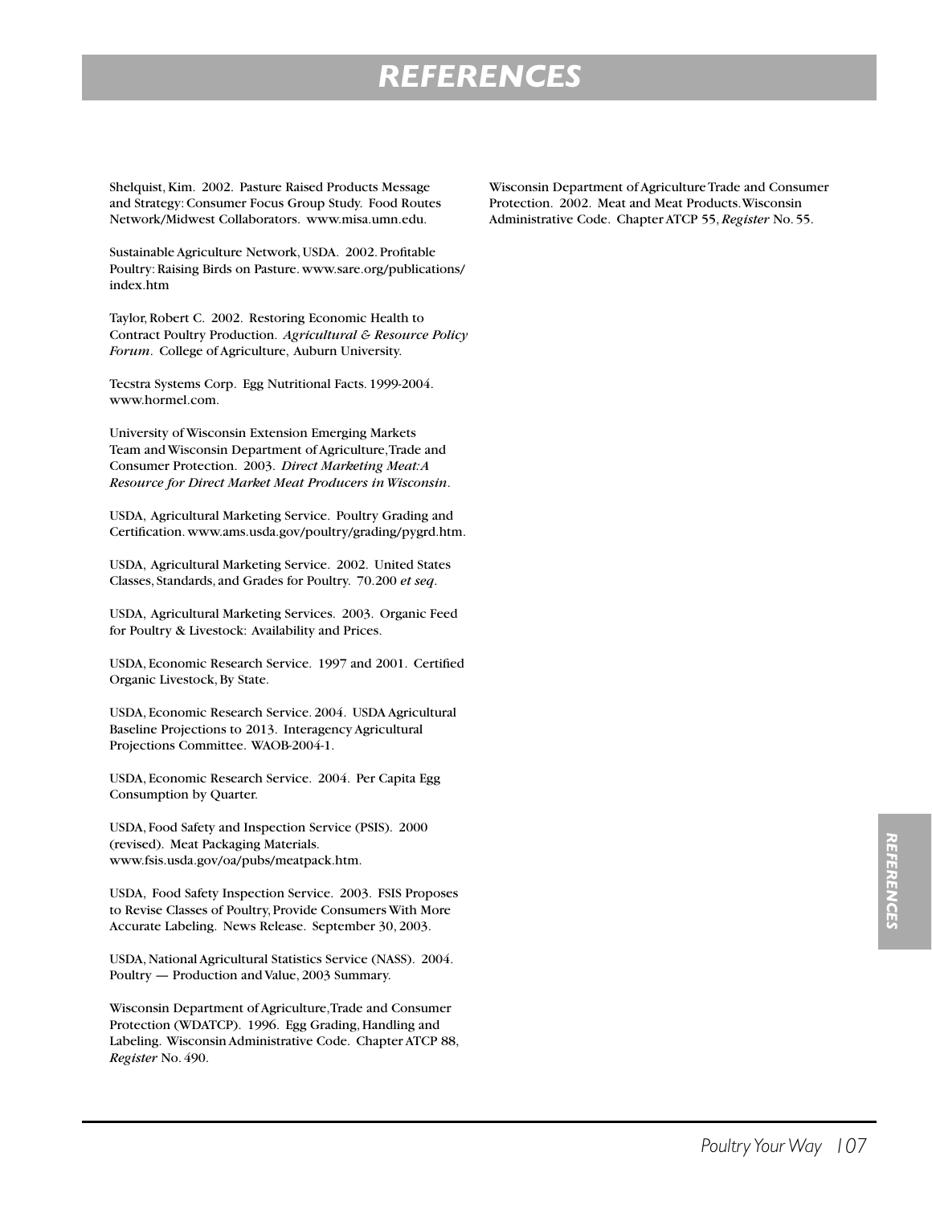# REFERENCES

Shelquist, Kim. 2002. Pasture Raised Products Message and Strategy: Consumer Focus Group Study. Food Routes Network/Midwest Collaborators. www.misa.umn.edu.

Sustainable Agriculture Network, USDA. 2002. Profitable Poultry: Raising Birds on Pasture. www.sare.org/publications/index.htm

Taylor, Robert C. 2002. Restoring Economic Health to Contract Poultry Production. *Agricultural & Resource Policy Forum*. College of Agriculture, Auburn University.

Tecstra Systems Corp. Egg Nutritional Facts. 1999-2004. www.hormel.com.

University of Wisconsin Extension Emerging Markets Team and Wisconsin Department of Agriculture, Trade and Consumer Protection. 2003. *Direct Marketing Meat: A Resource for Direct Market Meat Producers in Wisconsin*.

USDA, Agricultural Marketing Service. Poultry Grading and Certification. www.ams.usda.gov/poultry/grading/pygrd.htm.

USDA, Agricultural Marketing Service. 2002. United States Classes, Standards, and Grades for Poultry. 70.200 *et seq*.

USDA, Agricultural Marketing Services. 2003. Organic Feed for Poultry & Livestock: Availability and Prices.

USDA, Economic Research Service. 1997 and 2001. Certified Organic Livestock, By State.

USDA, Economic Research Service. 2004. USDA Agricultural Baseline Projections to 2013. Interagency Agricultural Projections Committee. WAOB-2004-1.

USDA, Economic Research Service. 2004. Per Capita Egg Consumption by Quarter.

USDA, Food Safety and Inspection Service (PSIS). 2000 (revised). Meat Packaging Materials. www.fsis.usda.gov/oa/pubs/meatpack.htm.

USDA, Food Safety Inspection Service. 2003. FSIS Proposes to Revise Classes of Poultry, Provide Consumers With More Accurate Labeling. News Release. September 30, 2003.

USDA, National Agricultural Statistics Service (NASS). 2004. Poultry — Production and Value, 2003 Summary.

Wisconsin Department of Agriculture, Trade and Consumer Protection (WDATCP). 1996. Egg Grading, Handling and Labeling. Wisconsin Administrative Code. Chapter ATCP 88, *Register* No. 490.

Wisconsin Department of Agriculture Trade and Consumer Protection. 2002. Meat and Meat Products. Wisconsin Administrative Code. Chapter ATCP 55, *Register* No. 55.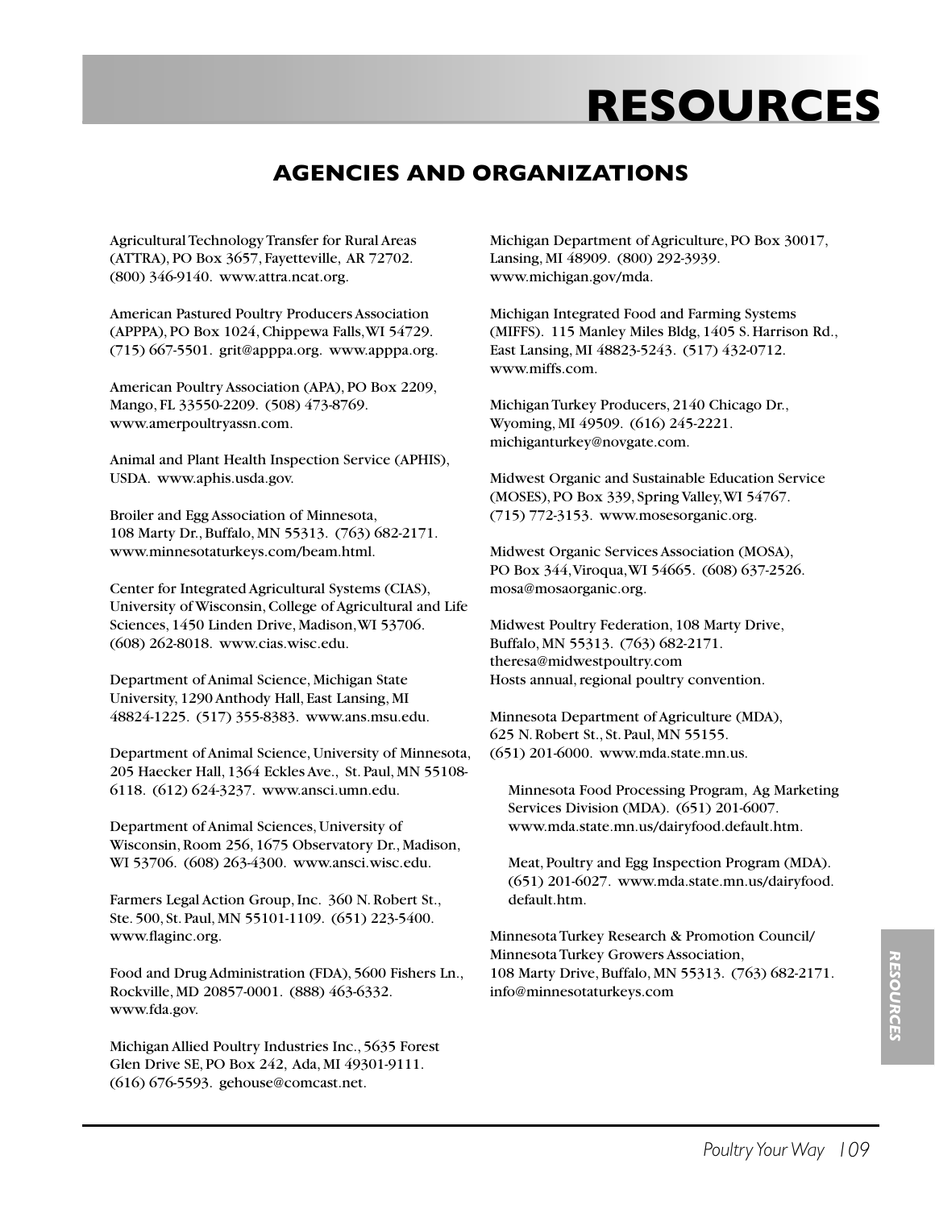# RESOURCES

## AGENCIES AND ORGANIZATIONS

Agricultural Technology Transfer for Rural Areas (ATTRA), PO Box 3657, Fayetteville, AR 72702. (800) 346-9140. www.attra.ncat.org.

American Pastured Poultry Producers Association (APPPA), PO Box 1024, Chippewa Falls, WI 54729. (715) 667-5501. grit@apppa.org. www.apppa.org.

American Poultry Association (APA), PO Box 2209, Mango, FL 33550-2209. (508) 473-8769. www.amerpoultryassn.com.

Animal and Plant Health Inspection Service (APHIS), USDA. www.aphis.usda.gov.

Broiler and Egg Association of Minnesota, 108 Marty Dr., Buffalo, MN 55313. (763) 682-2171. www.minnesotaturkeys.com/beam.html.

Center for Integrated Agricultural Systems (CIAS), University of Wisconsin, College of Agricultural and Life Sciences, 1450 Linden Drive, Madison, WI 53706. (608) 262-8018. www.cias.wisc.edu.

Department of Animal Science, Michigan State University, 1290 Anthody Hall, East Lansing, MI 48824-1225. (517) 355-8383. www.ans.msu.edu.

Department of Animal Science, University of Minnesota, 205 Haecker Hall, 1364 Eckles Ave., St. Paul, MN 55108-6118. (612) 624-3237. www.ansci.umn.edu.

Department of Animal Sciences, University of Wisconsin, Room 256, 1675 Observatory Dr., Madison, WI 53706. (608) 263-4300. www.ansci.wisc.edu.

Farmers Legal Action Group, Inc. 360 N. Robert St., Ste. 500, St. Paul, MN 55101-1109. (651) 223-5400. www.flaginc.org.

Food and Drug Administration (FDA), 5600 Fishers Ln., Rockville, MD 20857-0001. (888) 463-6332. www.fda.gov.

Michigan Allied Poultry Industries Inc., 5635 Forest Glen Drive SE, PO Box 242, Ada, MI 49301-9111. (616) 676-5593. gehouse@comcast.net.

Michigan Department of Agriculture, PO Box 30017, Lansing, MI 48909. (800) 292-3939. www.michigan.gov/mda.

Michigan Integrated Food and Farming Systems (MIFFS). 115 Manley Miles Bldg, 1405 S. Harrison Rd., East Lansing, MI 48823-5243. (517) 432-0712. www.miffs.com.

Michigan Turkey Producers, 2140 Chicago Dr., Wyoming, MI 49509. (616) 245-2221. michiganturkey@novgate.com.

Midwest Organic and Sustainable Education Service (MOSES), PO Box 339, Spring Valley, WI 54767. (715) 772-3153. www.mosesorganic.org.

Midwest Organic Services Association (MOSA), PO Box 344, Viroqua, WI 54665. (608) 637-2526. mosa@mosaorganic.org.

Midwest Poultry Federation, 108 Marty Drive, Buffalo, MN 55313. (763) 682-2171. theresa@midwestpoultry.com
Hosts annual, regional poultry convention.

Minnesota Department of Agriculture (MDA), 625 N. Robert St., St. Paul, MN 55155. (651) 201-6000. www.mda.state.mn.us.

> Minnesota Food Processing Program, Ag Marketing Services Division (MDA). (651) 201-6007. www.mda.state.mn.us/dairyfood.default.htm.
>
> Meat, Poultry and Egg Inspection Program (MDA). (651) 201-6027. www.mda.state.mn.us/dairyfood.default.htm.

Minnesota Turkey Research & Promotion Council/ Minnesota Turkey Growers Association, 108 Marty Drive, Buffalo, MN 55313. (763) 682-2171. info@minnesotaturkeys.com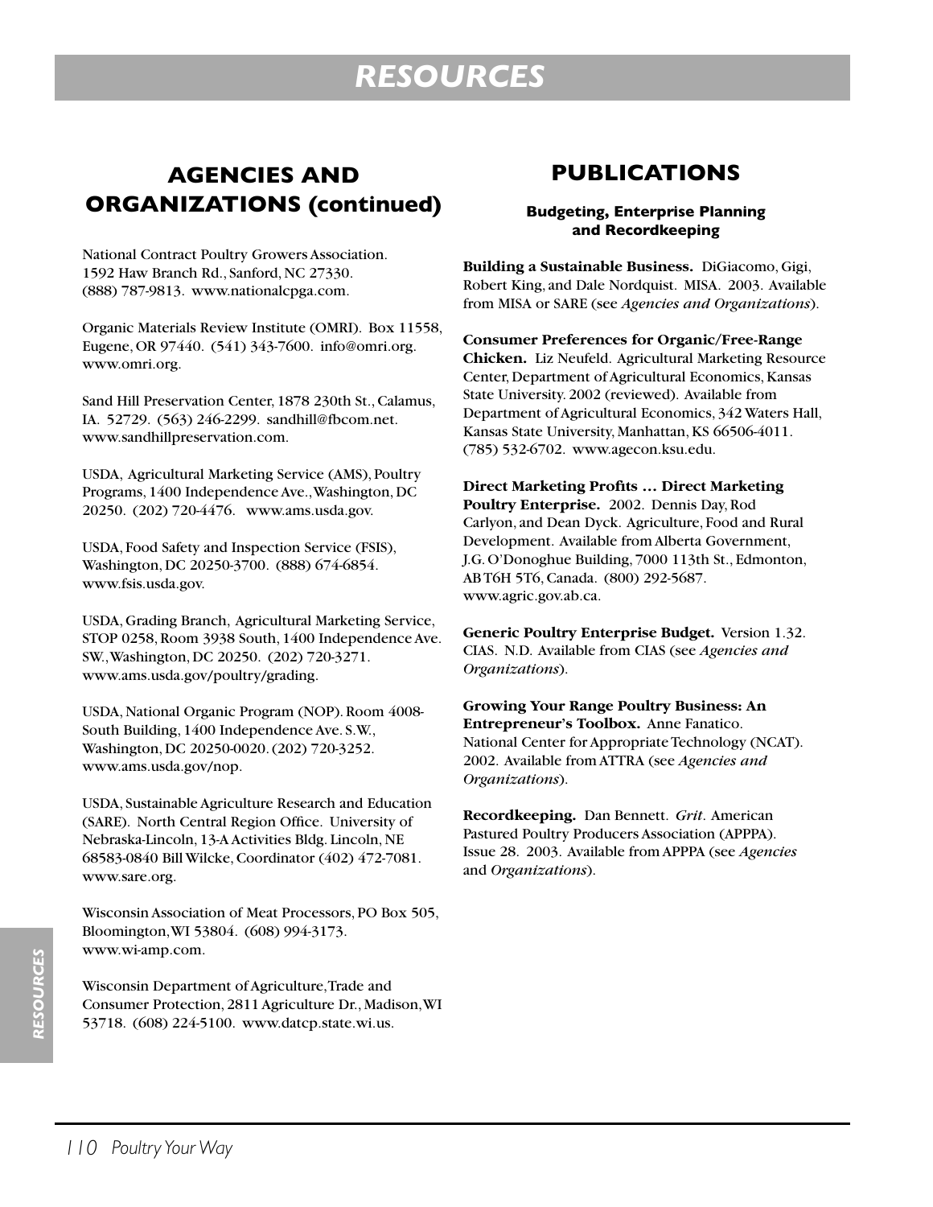# RESOURCES

## AGENCIES AND ORGANIZATIONS (continued)

National Contract Poultry Growers Association. 1592 Haw Branch Rd., Sanford, NC 27330. (888) 787-9813. www.nationalcpga.com.

Organic Materials Review Institute (OMRI). Box 11558, Eugene, OR 97440. (541) 343-7600. info@omri.org. www.omri.org.

Sand Hill Preservation Center, 1878 230th St., Calamus, IA. 52729. (563) 246-2299. sandhill@fbcom.net. www.sandhillpreservation.com.

USDA, Agricultural Marketing Service (AMS), Poultry Programs, 1400 Independence Ave., Washington, DC 20250. (202) 720-4476. www.ams.usda.gov.

USDA, Food Safety and Inspection Service (FSIS), Washington, DC 20250-3700. (888) 674-6854. www.fsis.usda.gov.

USDA, Grading Branch, Agricultural Marketing Service, STOP 0258, Room 3938 South, 1400 Independence Ave. SW., Washington, DC 20250. (202) 720-3271. www.ams.usda.gov/poultry/grading.

USDA, National Organic Program (NOP). Room 4008-South Building, 1400 Independence Ave. S.W., Washington, DC 20250-0020. (202) 720-3252. www.ams.usda.gov/nop.

USDA, Sustainable Agriculture Research and Education (SARE). North Central Region Office. University of Nebraska-Lincoln, 13-A Activities Bldg. Lincoln, NE 68583-0840 Bill Wilcke, Coordinator (402) 472-7081. www.sare.org.

Wisconsin Association of Meat Processors, PO Box 505, Bloomington, WI 53804. (608) 994-3173. www.wi-amp.com.

Wisconsin Department of Agriculture, Trade and Consumer Protection, 2811 Agriculture Dr., Madison, WI 53718. (608) 224-5100. www.datcp.state.wi.us.

## PUBLICATIONS

### Budgeting, Enterprise Planning and Recordkeeping

**Building a Sustainable Business.** DiGiacomo, Gigi, Robert King, and Dale Nordquist. MISA. 2003. Available from MISA or SARE (see *Agencies and Organizations*).

**Consumer Preferences for Organic/Free-Range Chicken.** Liz Neufeld. Agricultural Marketing Resource Center, Department of Agricultural Economics, Kansas State University. 2002 (reviewed). Available from Department of Agricultural Economics, 342 Waters Hall, Kansas State University, Manhattan, KS 66506-4011. (785) 532-6702. www.agecon.ksu.edu.

**Direct Marketing Profits … Direct Marketing Poultry Enterprise.** 2002. Dennis Day, Rod Carlyon, and Dean Dyck. Agriculture, Food and Rural Development. Available from Alberta Government, J.G. O'Donoghue Building, 7000 113th St., Edmonton, AB T6H 5T6, Canada. (800) 292-5687. www.agric.gov.ab.ca.

**Generic Poultry Enterprise Budget.** Version 1.32. CIAS. N.D. Available from CIAS (see *Agencies and Organizations*).

**Growing Your Range Poultry Business: An Entrepreneur's Toolbox.** Anne Fanatico. National Center for Appropriate Technology (NCAT). 2002. Available from ATTRA (see *Agencies and Organizations*).

**Recordkeeping.** Dan Bennett. *Grit*. American Pastured Poultry Producers Association (APPPA). Issue 28. 2003. Available from APPPA (see *Agencies* and *Organizations*).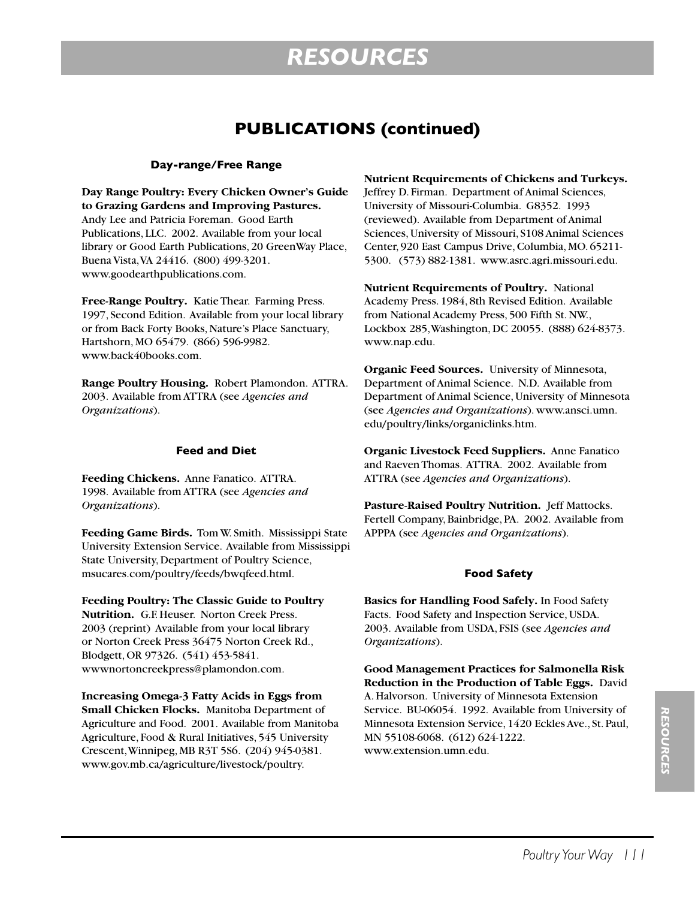# RESOURCES

## PUBLICATIONS (continued)

### Day-range/Free Range

**Day Range Poultry: Every Chicken Owner's Guide to Grazing Gardens and Improving Pastures.** Andy Lee and Patricia Foreman. Good Earth Publications, LLC. 2002. Available from your local library or Good Earth Publications, 20 GreenWay Place, Buena Vista, VA 24416. (800) 499-3201. www.goodearthpublications.com.

**Free-Range Poultry.** Katie Thear. Farming Press. 1997, Second Edition. Available from your local library or from Back Forty Books, Nature's Place Sanctuary, Hartshorn, MO 65479. (866) 596-9982. www.back40books.com.

**Range Poultry Housing.** Robert Plamondon. ATTRA. 2003. Available from ATTRA (see *Agencies and Organizations*).

### Feed and Diet

**Feeding Chickens.** Anne Fanatico. ATTRA. 1998. Available from ATTRA (see *Agencies and Organizations*).

**Feeding Game Birds.** Tom W. Smith. Mississippi State University Extension Service. Available from Mississippi State University, Department of Poultry Science, msucares.com/poultry/feeds/bwqfeed.html.

**Feeding Poultry: The Classic Guide to Poultry Nutrition.** G.F. Heuser. Norton Creek Press. 2003 (reprint) Available from your local library or Norton Creek Press 36475 Norton Creek Rd., Blodgett, OR 97326. (541) 453-5841. wwwnortoncreekpress@plamondon.com.

**Increasing Omega-3 Fatty Acids in Eggs from Small Chicken Flocks.** Manitoba Department of Agriculture and Food. 2001. Available from Manitoba Agriculture, Food & Rural Initiatives, 545 University Crescent, Winnipeg, MB R3T 5S6. (204) 945-0381. www.gov.mb.ca/agriculture/livestock/poultry.

**Nutrient Requirements of Chickens and Turkeys.** Jeffrey D. Firman. Department of Animal Sciences, University of Missouri-Columbia. G8352. 1993 (reviewed). Available from Department of Animal Sciences, University of Missouri, S108 Animal Sciences Center, 920 East Campus Drive, Columbia, MO. 65211-5300. (573) 882-1381. www.asrc.agri.missouri.edu.

**Nutrient Requirements of Poultry.** National Academy Press. 1984, 8th Revised Edition. Available from National Academy Press, 500 Fifth St. NW., Lockbox 285, Washington, DC 20055. (888) 624-8373. www.nap.edu.

**Organic Feed Sources.** University of Minnesota, Department of Animal Science. N.D. Available from Department of Animal Science, University of Minnesota (see *Agencies and Organizations*). www.ansci.umn.edu/poultry/links/organiclinks.htm.

**Organic Livestock Feed Suppliers.** Anne Fanatico and Raeven Thomas. ATTRA. 2002. Available from ATTRA (see *Agencies and Organizations*).

**Pasture-Raised Poultry Nutrition.** Jeff Mattocks. Fertell Company, Bainbridge, PA. 2002. Available from APPPA (see *Agencies and Organizations*).

### Food Safety

**Basics for Handling Food Safely.** In Food Safety Facts. Food Safety and Inspection Service, USDA. 2003. Available from USDA, FSIS (see *Agencies and Organizations*).

**Good Management Practices for Salmonella Risk Reduction in the Production of Table Eggs.** David A. Halvorson. University of Minnesota Extension Service. BU-06054. 1992. Available from University of Minnesota Extension Service, 1420 Eckles Ave., St. Paul, MN 55108-6068. (612) 624-1222. www.extension.umn.edu.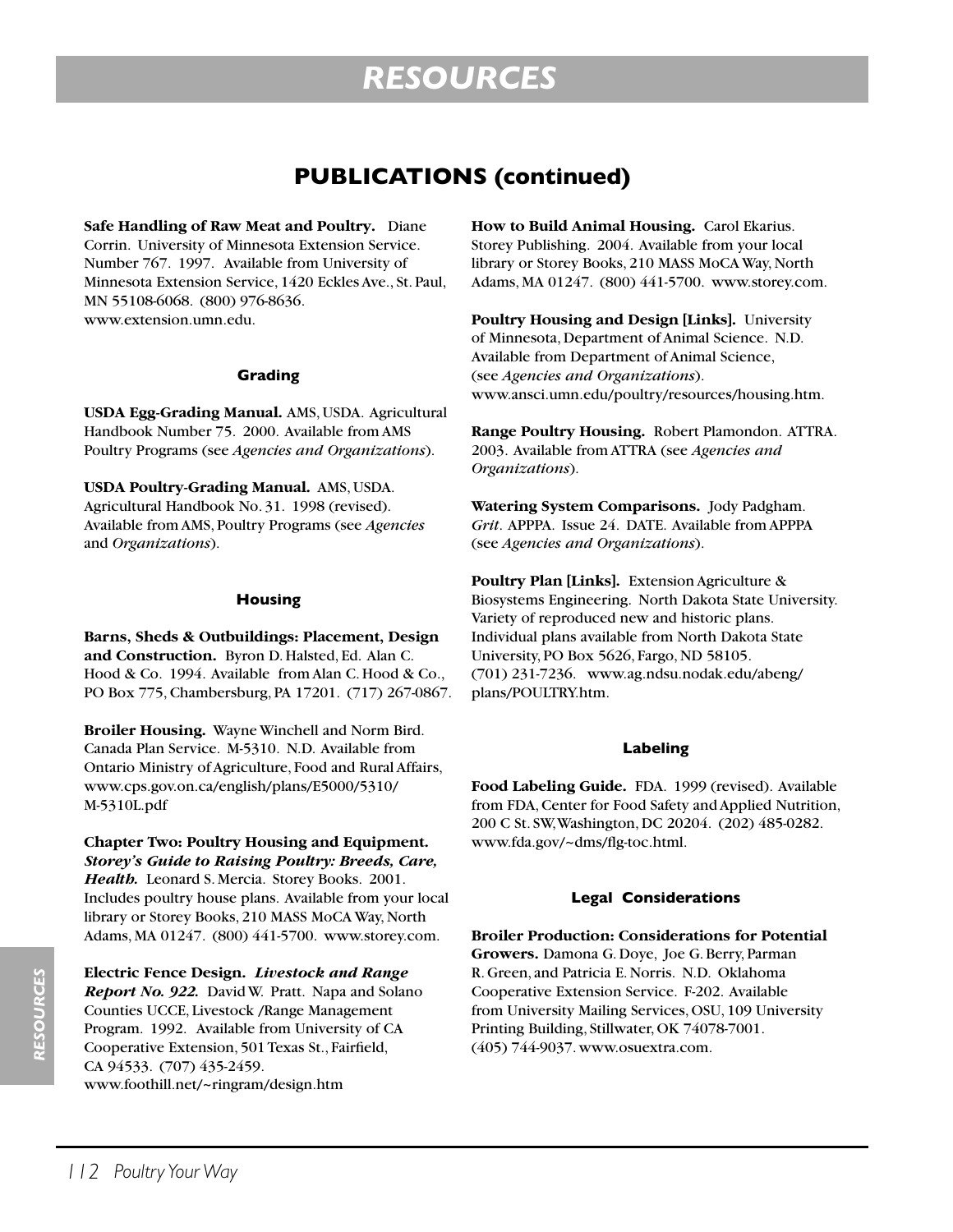# RESOURCES

## PUBLICATIONS (continued)

**Safe Handling of Raw Meat and Poultry.** Diane Corrin. University of Minnesota Extension Service. Number 767. 1997. Available from University of Minnesota Extension Service, 1420 Eckles Ave., St. Paul, MN 55108-6068. (800) 976-8636. www.extension.umn.edu.

#### Grading

**USDA Egg-Grading Manual.** AMS, USDA. Agricultural Handbook Number 75. 2000. Available from AMS Poultry Programs (see *Agencies and Organizations*).

**USDA Poultry-Grading Manual.** AMS, USDA. Agricultural Handbook No. 31. 1998 (revised). Available from AMS, Poultry Programs (see *Agencies* and *Organizations*).

#### Housing

**Barns, Sheds & Outbuildings: Placement, Design and Construction.** Byron D. Halsted, Ed. Alan C. Hood & Co. 1994. Available from Alan C. Hood & Co., PO Box 775, Chambersburg, PA 17201. (717) 267-0867.

**Broiler Housing.** Wayne Winchell and Norm Bird. Canada Plan Service. M-5310. N.D. Available from Ontario Ministry of Agriculture, Food and Rural Affairs, www.cps.gov.on.ca/english/plans/E5000/5310/M-5310L.pdf

**Chapter Two: Poultry Housing and Equipment.** ***Storey's Guide to Raising Poultry: Breeds, Care, Health.*** Leonard S. Mercia. Storey Books. 2001. Includes poultry house plans. Available from your local library or Storey Books, 210 MASS MoCA Way, North Adams, MA 01247. (800) 441-5700. www.storey.com.

**Electric Fence Design.** ***Livestock and Range Report No. 922.*** David W. Pratt. Napa and Solano Counties UCCE, Livestock /Range Management Program. 1992. Available from University of CA Cooperative Extension, 501 Texas St., Fairfield, CA 94533. (707) 435-2459. www.foothill.net/~ringram/design.htm

**How to Build Animal Housing.** Carol Ekarius. Storey Publishing. 2004. Available from your local library or Storey Books, 210 MASS MoCA Way, North Adams, MA 01247. (800) 441-5700. www.storey.com.

**Poultry Housing and Design [Links].** University of Minnesota, Department of Animal Science. N.D. Available from Department of Animal Science, (see *Agencies and Organizations*). www.ansci.umn.edu/poultry/resources/housing.htm.

**Range Poultry Housing.** Robert Plamondon. ATTRA. 2003. Available from ATTRA (see *Agencies and Organizations*).

**Watering System Comparisons.** Jody Padgham. *Grit*. APPPA. Issue 24. DATE. Available from APPPA (see *Agencies and Organizations*).

**Poultry Plan [Links].** Extension Agriculture & Biosystems Engineering. North Dakota State University. Variety of reproduced new and historic plans. Individual plans available from North Dakota State University, PO Box 5626, Fargo, ND 58105. (701) 231-7236. www.ag.ndsu.nodak.edu/abeng/plans/POULTRY.htm.

#### Labeling

**Food Labeling Guide.** FDA. 1999 (revised). Available from FDA, Center for Food Safety and Applied Nutrition, 200 C St. SW, Washington, DC 20204. (202) 485-0282. www.fda.gov/~dms/flg-toc.html.

#### Legal Considerations

**Broiler Production: Considerations for Potential Growers.** Damona G. Doye, Joe G. Berry, Parman R. Green, and Patricia E. Norris. N.D. Oklahoma Cooperative Extension Service. F-202. Available from University Mailing Services, OSU, 109 University Printing Building, Stillwater, OK 74078-7001. (405) 744-9037. www.osuextra.com.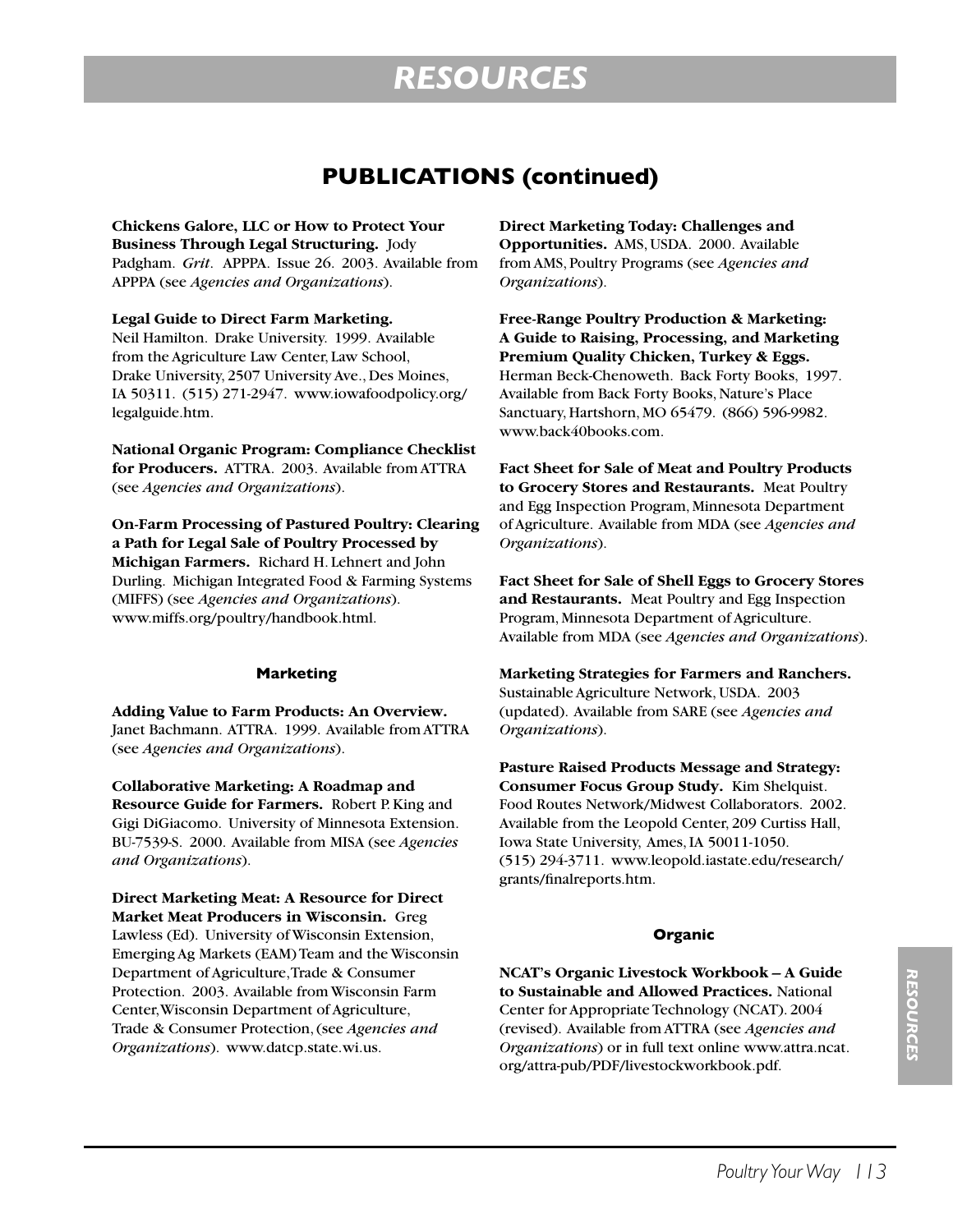# RESOURCES

## PUBLICATIONS (continued)

**Chickens Galore, LLC or How to Protect Your Business Through Legal Structuring.** Jody Padgham. *Grit*. APPPA. Issue 26. 2003. Available from APPPA (see *Agencies and Organizations*).

**Legal Guide to Direct Farm Marketing.** Neil Hamilton. Drake University. 1999. Available from the Agriculture Law Center, Law School, Drake University, 2507 University Ave., Des Moines, IA 50311. (515) 271-2947. www.iowafoodpolicy.org/legalguide.htm.

**National Organic Program: Compliance Checklist for Producers.** ATTRA. 2003. Available from ATTRA (see *Agencies and Organizations*).

**On-Farm Processing of Pastured Poultry: Clearing a Path for Legal Sale of Poultry Processed by Michigan Farmers.** Richard H. Lehnert and John Durling. Michigan Integrated Food & Farming Systems (MIFFS) (see *Agencies and Organizations*). www.miffs.org/poultry/handbook.html.

### Marketing

**Adding Value to Farm Products: An Overview.** Janet Bachmann. ATTRA. 1999. Available from ATTRA (see *Agencies and Organizations*).

**Collaborative Marketing: A Roadmap and Resource Guide for Farmers.** Robert P. King and Gigi DiGiacomo. University of Minnesota Extension. BU-7539-S. 2000. Available from MISA (see *Agencies and Organizations*).

**Direct Marketing Meat: A Resource for Direct Market Meat Producers in Wisconsin.** Greg Lawless (Ed). University of Wisconsin Extension, Emerging Ag Markets (EAM) Team and the Wisconsin Department of Agriculture, Trade & Consumer Protection. 2003. Available from Wisconsin Farm Center, Wisconsin Department of Agriculture, Trade & Consumer Protection, (see *Agencies and Organizations*). www.datcp.state.wi.us.

**Direct Marketing Today: Challenges and Opportunities.** AMS, USDA. 2000. Available from AMS, Poultry Programs (see *Agencies and Organizations*).

**Free-Range Poultry Production & Marketing: A Guide to Raising, Processing, and Marketing Premium Quality Chicken, Turkey & Eggs.** Herman Beck-Chenoweth. Back Forty Books, 1997. Available from Back Forty Books, Nature's Place Sanctuary, Hartshorn, MO 65479. (866) 596-9982. www.back40books.com.

**Fact Sheet for Sale of Meat and Poultry Products to Grocery Stores and Restaurants.** Meat Poultry and Egg Inspection Program, Minnesota Department of Agriculture. Available from MDA (see *Agencies and Organizations*).

**Fact Sheet for Sale of Shell Eggs to Grocery Stores and Restaurants.** Meat Poultry and Egg Inspection Program, Minnesota Department of Agriculture. Available from MDA (see *Agencies and Organizations*).

**Marketing Strategies for Farmers and Ranchers.** Sustainable Agriculture Network, USDA. 2003 (updated). Available from SARE (see *Agencies and Organizations*).

**Pasture Raised Products Message and Strategy: Consumer Focus Group Study.** Kim Shelquist. Food Routes Network/Midwest Collaborators. 2002. Available from the Leopold Center, 209 Curtiss Hall, Iowa State University, Ames, IA 50011-1050. (515) 294-3711. www.leopold.iastate.edu/research/grants/finalreports.htm.

### Organic

**NCAT's Organic Livestock Workbook – A Guide to Sustainable and Allowed Practices.** National Center for Appropriate Technology (NCAT). 2004 (revised). Available from ATTRA (see *Agencies and Organizations*) or in full text online www.attra.ncat.org/attra-pub/PDF/livestockworkbook.pdf.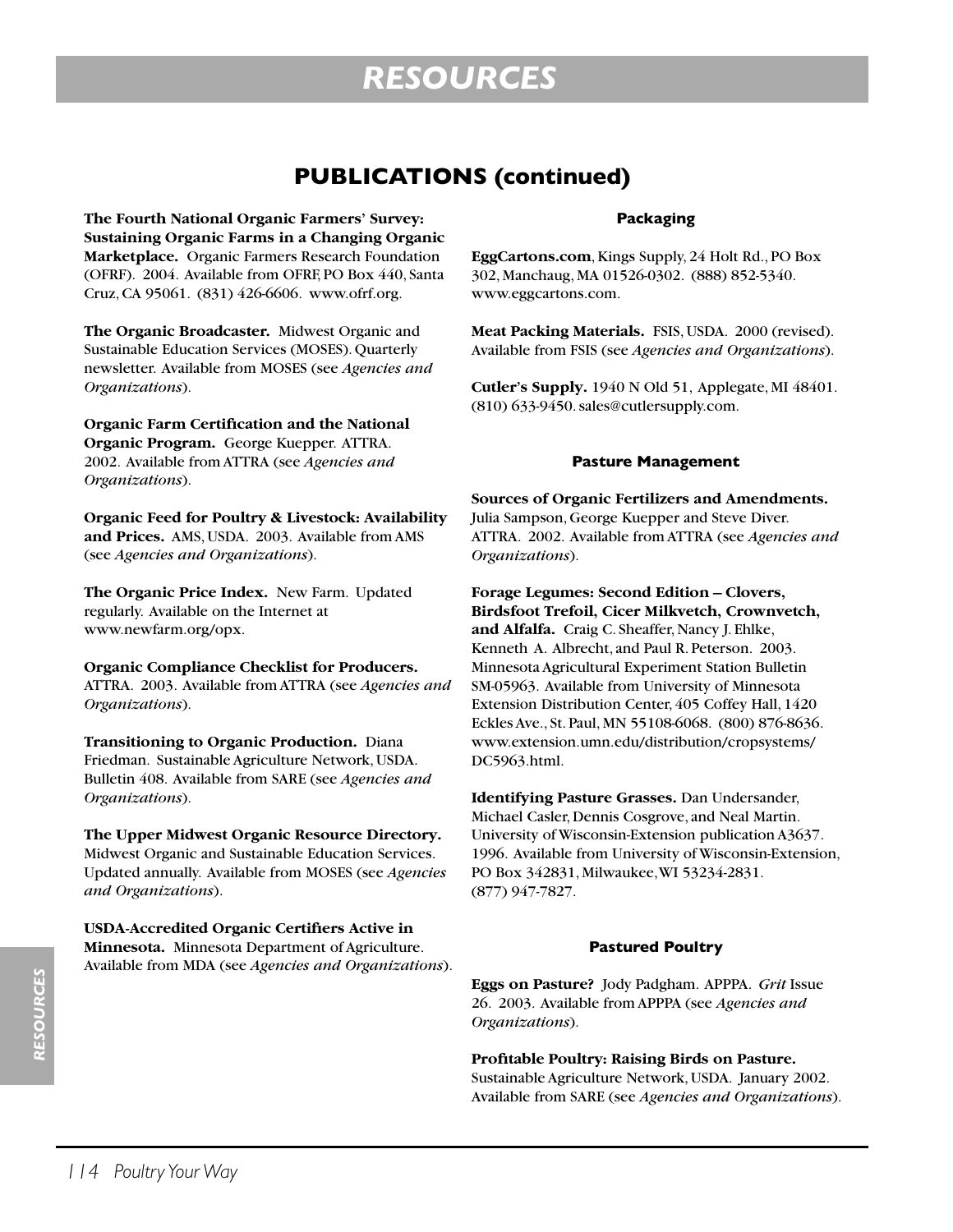# RESOURCES

## PUBLICATIONS (continued)

**The Fourth National Organic Farmers' Survey: Sustaining Organic Farms in a Changing Organic Marketplace.** Organic Farmers Research Foundation (OFRF). 2004. Available from OFRF, PO Box 440, Santa Cruz, CA 95061. (831) 426-6606. www.ofrf.org.

**The Organic Broadcaster.** Midwest Organic and Sustainable Education Services (MOSES). Quarterly newsletter. Available from MOSES (see *Agencies and Organizations*).

**Organic Farm Certification and the National Organic Program.** George Kuepper. ATTRA. 2002. Available from ATTRA (see *Agencies and Organizations*).

**Organic Feed for Poultry & Livestock: Availability and Prices.** AMS, USDA. 2003. Available from AMS (see *Agencies and Organizations*).

**The Organic Price Index.** New Farm. Updated regularly. Available on the Internet at www.newfarm.org/opx.

**Organic Compliance Checklist for Producers.** ATTRA. 2003. Available from ATTRA (see *Agencies and Organizations*).

**Transitioning to Organic Production.** Diana Friedman. Sustainable Agriculture Network, USDA. Bulletin 408. Available from SARE (see *Agencies and Organizations*).

**The Upper Midwest Organic Resource Directory.** Midwest Organic and Sustainable Education Services. Updated annually. Available from MOSES (see *Agencies and Organizations*).

**USDA-Accredited Organic Certifiers Active in Minnesota.** Minnesota Department of Agriculture. Available from MDA (see *Agencies and Organizations*).

### Packaging

**EggCartons.com**, Kings Supply, 24 Holt Rd., PO Box 302, Manchaug, MA 01526-0302. (888) 852-5340. www.eggcartons.com.

**Meat Packing Materials.** FSIS, USDA. 2000 (revised). Available from FSIS (see *Agencies and Organizations*).

**Cutler's Supply.** 1940 N Old 51, Applegate, MI 48401. (810) 633-9450. sales@cutlersupply.com.

### Pasture Management

**Sources of Organic Fertilizers and Amendments.** Julia Sampson, George Kuepper and Steve Diver. ATTRA. 2002. Available from ATTRA (see *Agencies and Organizations*).

**Forage Legumes: Second Edition – Clovers, Birdsfoot Trefoil, Cicer Milkvetch, Crownvetch, and Alfalfa.** Craig C. Sheaffer, Nancy J. Ehlke, Kenneth A. Albrecht, and Paul R. Peterson. 2003. Minnesota Agricultural Experiment Station Bulletin SM-05963. Available from University of Minnesota Extension Distribution Center, 405 Coffey Hall, 1420 Eckles Ave., St. Paul, MN 55108-6068. (800) 876-8636. www.extension.umn.edu/distribution/cropsystems/DC5963.html.

**Identifying Pasture Grasses.** Dan Undersander, Michael Casler, Dennis Cosgrove, and Neal Martin. University of Wisconsin-Extension publication A3637. 1996. Available from University of Wisconsin-Extension, PO Box 342831, Milwaukee, WI 53234-2831. (877) 947-7827.

### Pastured Poultry

**Eggs on Pasture?** Jody Padgham. APPPA. *Grit* Issue 26. 2003. Available from APPPA (see *Agencies and Organizations*).

**Profitable Poultry: Raising Birds on Pasture.** Sustainable Agriculture Network, USDA. January 2002. Available from SARE (see *Agencies and Organizations*).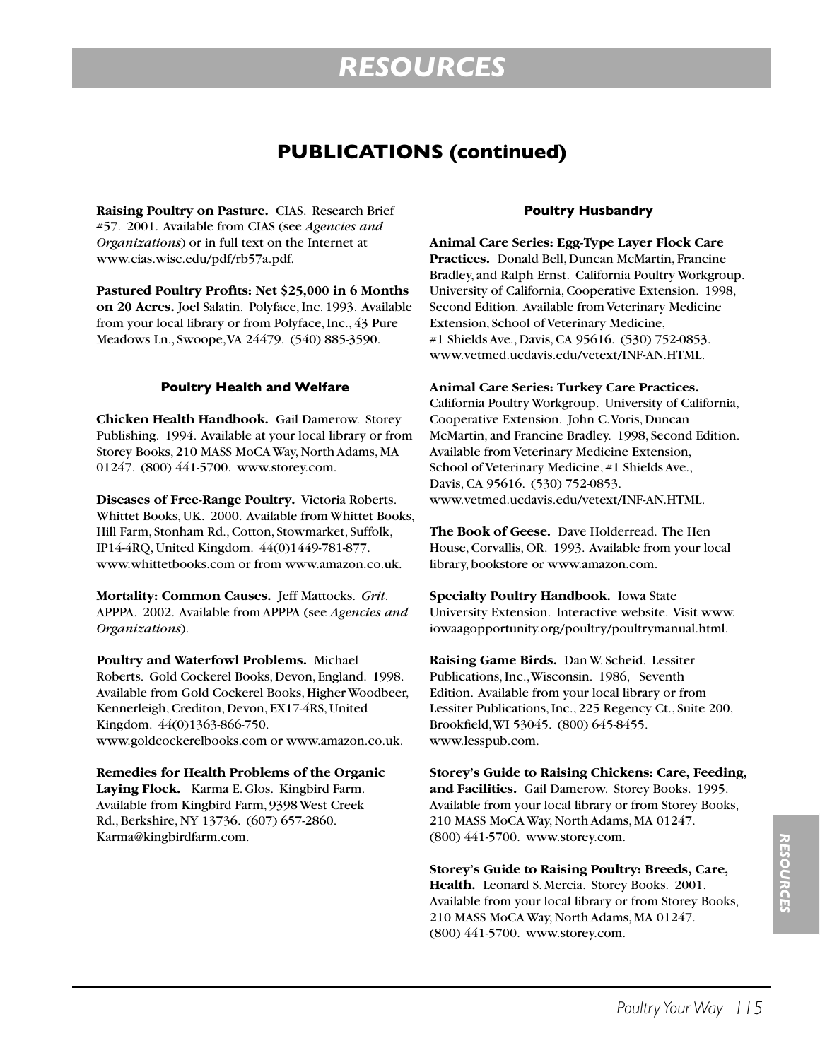# RESOURCES

## PUBLICATIONS (continued)

**Raising Poultry on Pasture.** CIAS. Research Brief #57. 2001. Available from CIAS (see *Agencies and Organizations*) or in full text on the Internet at www.cias.wisc.edu/pdf/rb57a.pdf.

**Pastured Poultry Profits: Net $25,000 in 6 Months on 20 Acres.** Joel Salatin. Polyface, Inc. 1993. Available from your local library or from Polyface, Inc., 43 Pure Meadows Ln., Swoope, VA 24479. (540) 885-3590.

### Poultry Health and Welfare

**Chicken Health Handbook.** Gail Damerow. Storey Publishing. 1994. Available at your local library or from Storey Books, 210 MASS MoCA Way, North Adams, MA 01247. (800) 441-5700. www.storey.com.

**Diseases of Free-Range Poultry.** Victoria Roberts. Whittet Books, UK. 2000. Available from Whittet Books, Hill Farm, Stonham Rd., Cotton, Stowmarket, Suffolk, IP14-4RQ, United Kingdom. 44(0)1449-781-877. www.whittetbooks.com or from www.amazon.co.uk.

**Mortality: Common Causes.** Jeff Mattocks. *Grit*. APPPA. 2002. Available from APPPA (see *Agencies and Organizations*).

**Poultry and Waterfowl Problems.** Michael Roberts. Gold Cockerel Books, Devon, England. 1998. Available from Gold Cockerel Books, Higher Woodbeer, Kennerleigh, Crediton, Devon, EX17-4RS, United Kingdom. 44(0)1363-866-750. www.goldcockerelbooks.com or www.amazon.co.uk.

**Remedies for Health Problems of the Organic Laying Flock.** Karma E. Glos. Kingbird Farm. Available from Kingbird Farm, 9398 West Creek Rd., Berkshire, NY 13736. (607) 657-2860. Karma@kingbirdfarm.com.

### Poultry Husbandry

**Animal Care Series: Egg-Type Layer Flock Care Practices.** Donald Bell, Duncan McMartin, Francine Bradley, and Ralph Ernst. California Poultry Workgroup. University of California, Cooperative Extension. 1998, Second Edition. Available from Veterinary Medicine Extension, School of Veterinary Medicine, #1 Shields Ave., Davis, CA 95616. (530) 752-0853. www.vetmed.ucdavis.edu/vetext/INF-AN.HTML.

**Animal Care Series: Turkey Care Practices.** California Poultry Workgroup. University of California, Cooperative Extension. John C. Voris, Duncan McMartin, and Francine Bradley. 1998, Second Edition. Available from Veterinary Medicine Extension, School of Veterinary Medicine, #1 Shields Ave., Davis, CA 95616. (530) 752-0853. www.vetmed.ucdavis.edu/vetext/INF-AN.HTML.

**The Book of Geese.** Dave Holderread. The Hen House, Corvallis, OR. 1993. Available from your local library, bookstore or www.amazon.com.

**Specialty Poultry Handbook.** Iowa State University Extension. Interactive website. Visit www.iowaagopportunity.org/poultry/poultrymanual.html.

**Raising Game Birds.** Dan W. Scheid. Lessiter Publications, Inc., Wisconsin. 1986, Seventh Edition. Available from your local library or from Lessiter Publications, Inc., 225 Regency Ct., Suite 200, Brookfield, WI 53045. (800) 645-8455. www.lesspub.com.

**Storey's Guide to Raising Chickens: Care, Feeding, and Facilities.** Gail Damerow. Storey Books. 1995. Available from your local library or from Storey Books, 210 MASS MoCA Way, North Adams, MA 01247. (800) 441-5700. www.storey.com.

**Storey's Guide to Raising Poultry: Breeds, Care, Health.** Leonard S. Mercia. Storey Books. 2001. Available from your local library or from Storey Books, 210 MASS MoCA Way, North Adams, MA 01247. (800) 441-5700. www.storey.com.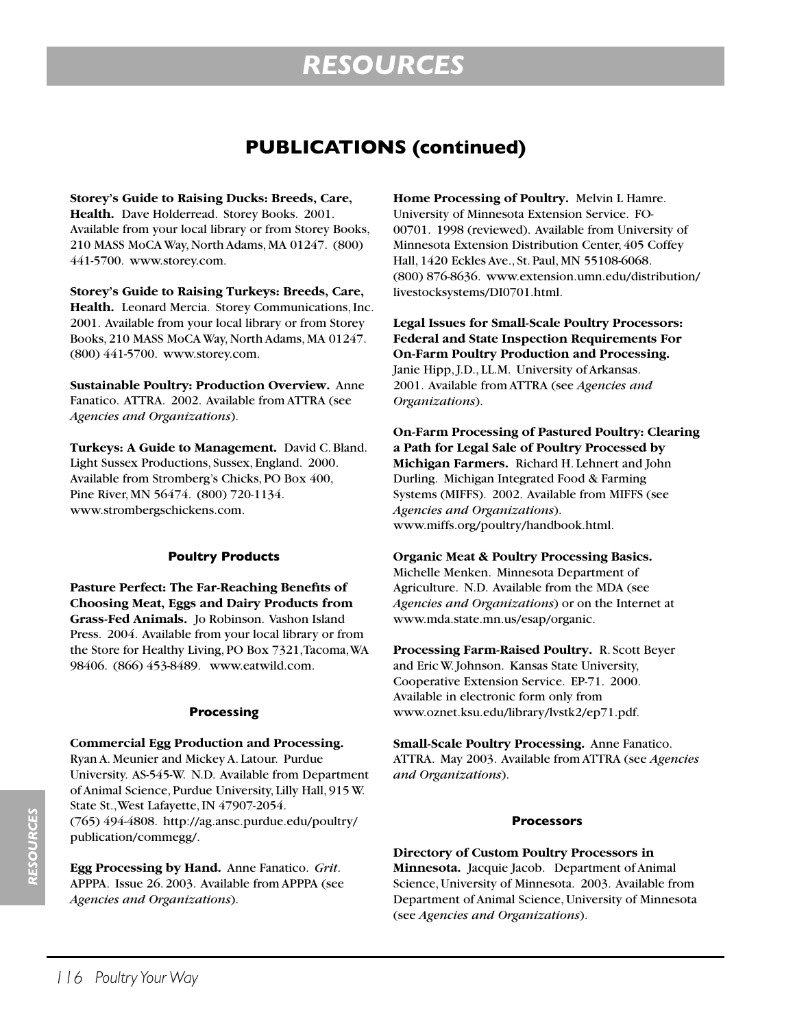# RESOURCES

## PUBLICATIONS (continued)

**Storey's Guide to Raising Ducks: Breeds, Care, Health.** Dave Holderread. Storey Books. 2001. Available from your local library or from Storey Books, 210 MASS MoCA Way, North Adams, MA 01247. (800) 441-5700. www.storey.com.

**Storey's Guide to Raising Turkeys: Breeds, Care, Health.** Leonard Mercia. Storey Communications, Inc. 2001. Available from your local library or from Storey Books, 210 MASS MoCA Way, North Adams, MA 01247. (800) 441-5700. www.storey.com.

**Sustainable Poultry: Production Overview.** Anne Fanatico. ATTRA. 2002. Available from ATTRA (see *Agencies and Organizations*).

**Turkeys: A Guide to Management.** David C. Bland. Light Sussex Productions, Sussex, England. 2000. Available from Stromberg's Chicks, PO Box 400, Pine River, MN 56474. (800) 720-1134. www.strombergschickens.com.

#### Poultry Products

**Pasture Perfect: The Far-Reaching Benefits of Choosing Meat, Eggs and Dairy Products from Grass-Fed Animals.** Jo Robinson. Vashon Island Press. 2004. Available from your local library or from the Store for Healthy Living, PO Box 7321, Tacoma, WA 98406. (866) 453-8489. www.eatwild.com.

#### Processing

**Commercial Egg Production and Processing.** Ryan A. Meunier and Mickey A. Latour. Purdue University. AS-545-W. N.D. Available from Department of Animal Science, Purdue University, Lilly Hall, 915 W. State St., West Lafayette, IN 47907-2054. (765) 494-4808. http://ag.ansc.purdue.edu/poultry/publication/commegg/.

**Egg Processing by Hand.** Anne Fanatico. *Grit*. APPPA. Issue 26. 2003. Available from APPPA (see *Agencies and Organizations*).

**Home Processing of Poultry.** Melvin L Hamre. University of Minnesota Extension Service. FO-00701. 1998 (reviewed). Available from University of Minnesota Extension Distribution Center, 405 Coffey Hall, 1420 Eckles Ave., St. Paul, MN 55108-6068. (800) 876-8636. www.extension.umn.edu/distribution/livestocksystems/DI0701.html.

**Legal Issues for Small-Scale Poultry Processors: Federal and State Inspection Requirements For On-Farm Poultry Production and Processing.** Janie Hipp, J.D., LL.M. University of Arkansas. 2001. Available from ATTRA (see *Agencies and Organizations*).

**On-Farm Processing of Pastured Poultry: Clearing a Path for Legal Sale of Poultry Processed by Michigan Farmers.** Richard H. Lehnert and John Durling. Michigan Integrated Food & Farming Systems (MIFFS). 2002. Available from MIFFS (see *Agencies and Organizations*). www.miffs.org/poultry/handbook.html.

**Organic Meat & Poultry Processing Basics.** Michelle Menken. Minnesota Department of Agriculture. N.D. Available from the MDA (see *Agencies and Organizations*) or on the Internet at www.mda.state.mn.us/esap/organic.

**Processing Farm-Raised Poultry.** R. Scott Beyer and Eric W. Johnson. Kansas State University, Cooperative Extension Service. EP-71. 2000. Available in electronic form only from www.oznet.ksu.edu/library/lvstk2/ep71.pdf.

**Small-Scale Poultry Processing.** Anne Fanatico. ATTRA. May 2003. Available from ATTRA (see *Agencies and Organizations*).

#### Processors

**Directory of Custom Poultry Processors in Minnesota.** Jacquie Jacob. Department of Animal Science, University of Minnesota. 2003. Available from Department of Animal Science, University of Minnesota (see *Agencies and Organizations*).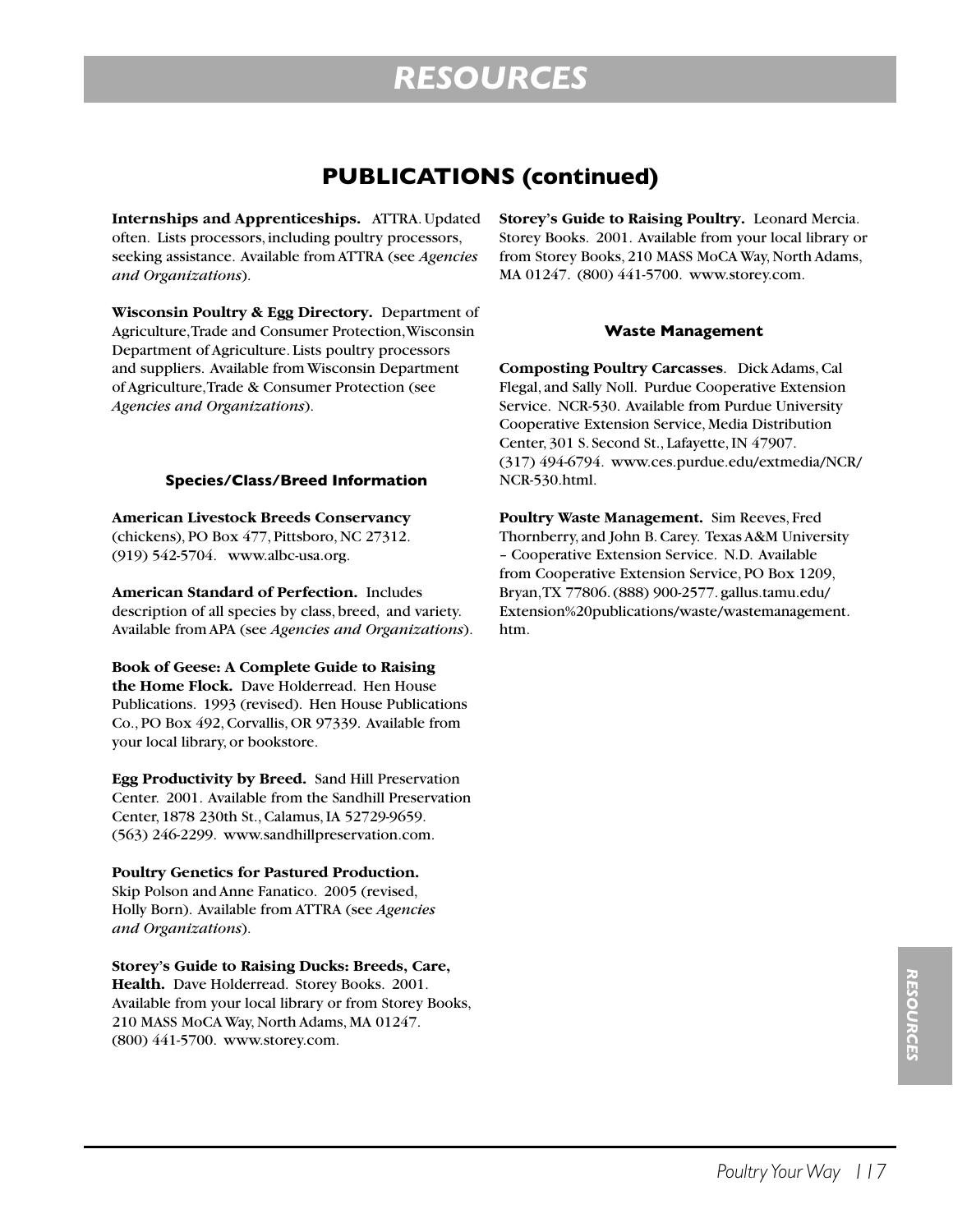# RESOURCES

## PUBLICATIONS (continued)

**Internships and Apprenticeships.** ATTRA. Updated often. Lists processors, including poultry processors, seeking assistance. Available from ATTRA (see *Agencies and Organizations*).

**Wisconsin Poultry & Egg Directory.** Department of Agriculture, Trade and Consumer Protection, Wisconsin Department of Agriculture. Lists poultry processors and suppliers. Available from Wisconsin Department of Agriculture, Trade & Consumer Protection (see *Agencies and Organizations*).

#### Species/Class/Breed Information

**American Livestock Breeds Conservancy** (chickens), PO Box 477, Pittsboro, NC 27312. (919) 542-5704. www.albc-usa.org.

**American Standard of Perfection.** Includes description of all species by class, breed, and variety. Available from APA (see *Agencies and Organizations*).

**Book of Geese: A Complete Guide to Raising the Home Flock.** Dave Holderread. Hen House Publications. 1993 (revised). Hen House Publications Co., PO Box 492, Corvallis, OR 97339. Available from your local library, or bookstore.

**Egg Productivity by Breed.** Sand Hill Preservation Center. 2001. Available from the Sandhill Preservation Center, 1878 230th St., Calamus, IA 52729-9659. (563) 246-2299. www.sandhillpreservation.com.

**Poultry Genetics for Pastured Production.** Skip Polson and Anne Fanatico. 2005 (revised, Holly Born). Available from ATTRA (see *Agencies and Organizations*).

**Storey's Guide to Raising Ducks: Breeds, Care, Health.** Dave Holderread. Storey Books. 2001. Available from your local library or from Storey Books, 210 MASS MoCA Way, North Adams, MA 01247. (800) 441-5700. www.storey.com.

**Storey's Guide to Raising Poultry.** Leonard Mercia. Storey Books. 2001. Available from your local library or from Storey Books, 210 MASS MoCA Way, North Adams, MA 01247. (800) 441-5700. www.storey.com.

#### Waste Management

**Composting Poultry Carcasses**. Dick Adams, Cal Flegal, and Sally Noll. Purdue Cooperative Extension Service. NCR-530. Available from Purdue University Cooperative Extension Service, Media Distribution Center, 301 S. Second St., Lafayette, IN 47907. (317) 494-6794. www.ces.purdue.edu/extmedia/NCR/NCR-530.html.

**Poultry Waste Management.** Sim Reeves, Fred Thornberry, and John B. Carey. Texas A&M University – Cooperative Extension Service. N.D. Available from Cooperative Extension Service, PO Box 1209, Bryan, TX 77806. (888) 900-2577. gallus.tamu.edu/Extension%20publications/waste/wastemanagement.htm.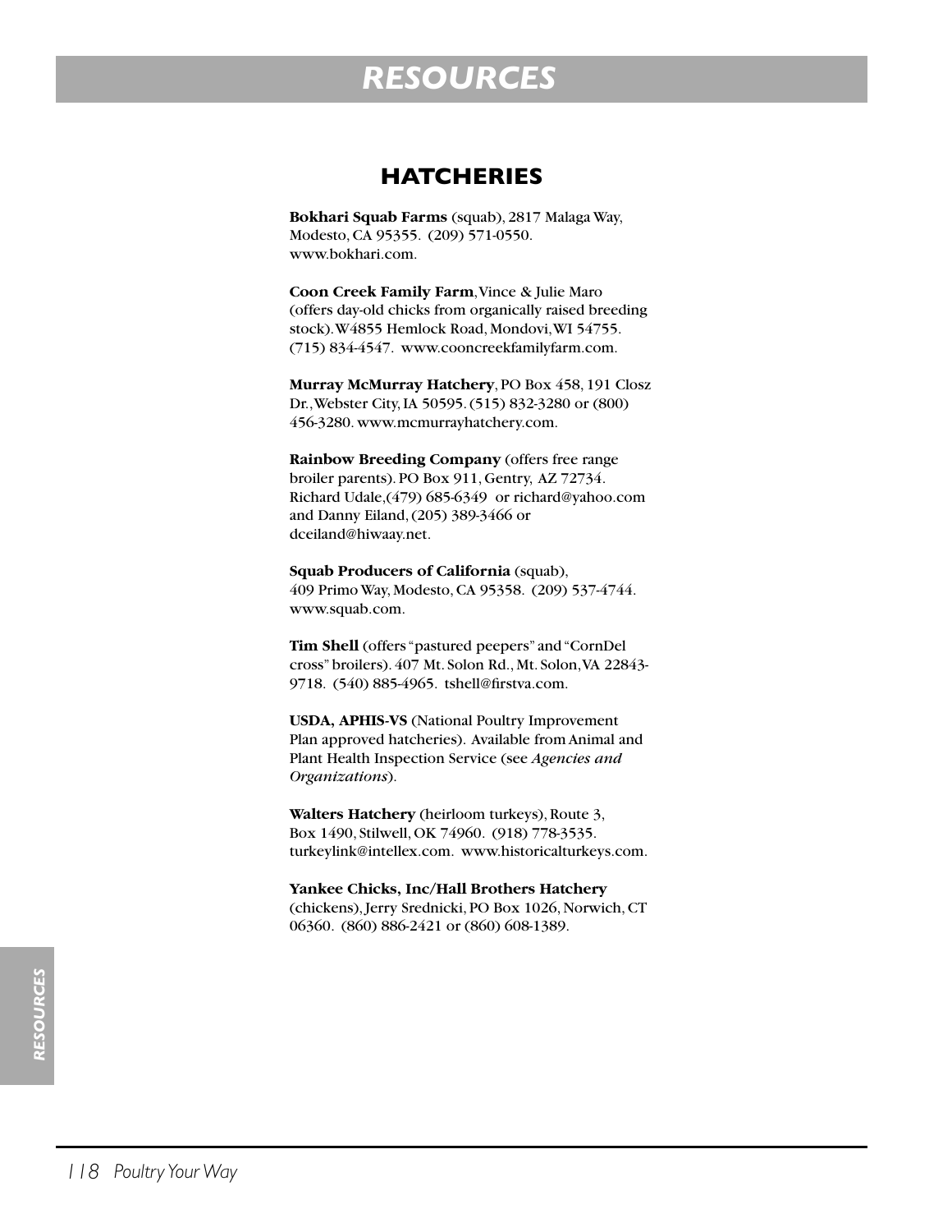# RESOURCES

## HATCHERIES

**Bokhari Squab Farms** (squab), 2817 Malaga Way, Modesto, CA 95355. (209) 571-0550. www.bokhari.com.

**Coon Creek Family Farm**, Vince & Julie Maro (offers day-old chicks from organically raised breeding stock). W4855 Hemlock Road, Mondovi, WI 54755. (715) 834-4547. www.cooncreekfamilyfarm.com.

**Murray McMurray Hatchery**, PO Box 458, 191 Closz Dr., Webster City, IA 50595. (515) 832-3280 or (800) 456-3280. www.mcmurrayhatchery.com.

**Rainbow Breeding Company** (offers free range broiler parents). PO Box 911, Gentry, AZ 72734. Richard Udale, (479) 685-6349 or richard@yahoo.com and Danny Eiland, (205) 389-3466 or dceiland@hiwaay.net.

**Squab Producers of California** (squab), 409 Primo Way, Modesto, CA 95358. (209) 537-4744. www.squab.com.

**Tim Shell** (offers "pastured peepers" and "CornDel cross" broilers). 407 Mt. Solon Rd., Mt. Solon, VA 22843-9718. (540) 885-4965. tshell@firstva.com.

**USDA, APHIS-VS** (National Poultry Improvement Plan approved hatcheries). Available from Animal and Plant Health Inspection Service (see *Agencies and Organizations*).

**Walters Hatchery** (heirloom turkeys), Route 3, Box 1490, Stilwell, OK 74960. (918) 778-3535. turkeylink@intellex.com. www.historicalturkeys.com.

**Yankee Chicks, Inc/Hall Brothers Hatchery** (chickens), Jerry Srednicki, PO Box 1026, Norwich, CT 06360. (860) 886-2421 or (860) 608-1389.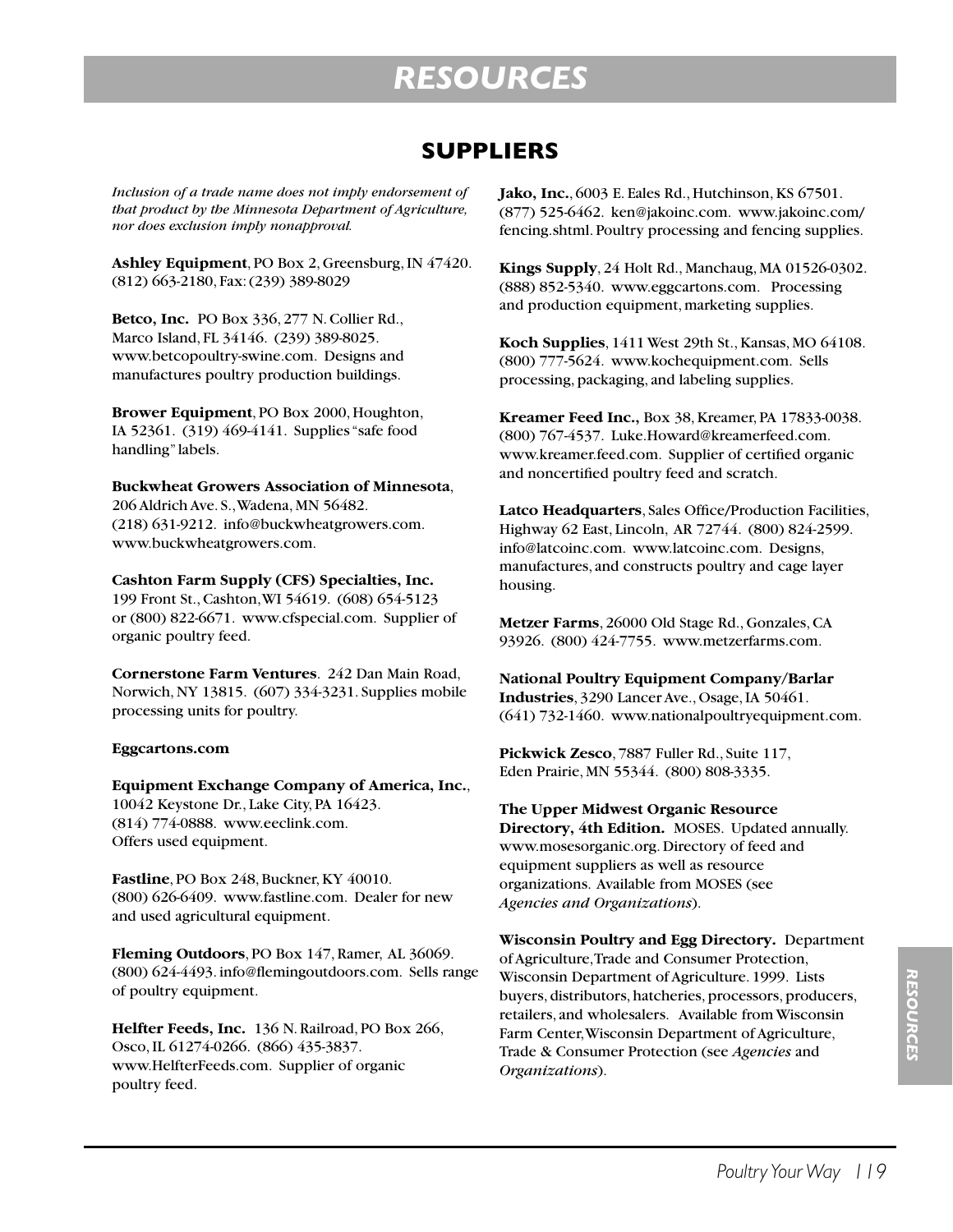# RESOURCES

## SUPPLIERS

*Inclusion of a trade name does not imply endorsement of that product by the Minnesota Department of Agriculture, nor does exclusion imply nonapproval.*

**Ashley Equipment**, PO Box 2, Greensburg, IN 47420. (812) 663-2180, Fax: (239) 389-8029

**Betco, Inc.** PO Box 336, 277 N. Collier Rd., Marco Island, FL 34146. (239) 389-8025. www.betcopoultry-swine.com. Designs and manufactures poultry production buildings.

**Brower Equipment**, PO Box 2000, Houghton, IA 52361. (319) 469-4141. Supplies "safe food handling" labels.

**Buckwheat Growers Association of Minnesota**, 206 Aldrich Ave. S., Wadena, MN 56482. (218) 631-9212. info@buckwheatgrowers.com. www.buckwheatgrowers.com.

**Cashton Farm Supply (CFS) Specialties, Inc.** 199 Front St., Cashton, WI 54619. (608) 654-5123 or (800) 822-6671. www.cfspecial.com. Supplier of organic poultry feed.

**Cornerstone Farm Ventures**. 242 Dan Main Road, Norwich, NY 13815. (607) 334-3231. Supplies mobile processing units for poultry.

**Eggcartons.com**

**Equipment Exchange Company of America, Inc.**, 10042 Keystone Dr., Lake City, PA 16423. (814) 774-0888. www.eeclink.com. Offers used equipment.

**Fastline**, PO Box 248, Buckner, KY 40010. (800) 626-6409. www.fastline.com. Dealer for new and used agricultural equipment.

**Fleming Outdoors**, PO Box 147, Ramer, AL 36069. (800) 624-4493. info@flemingoutdoors.com. Sells range of poultry equipment.

**Helfter Feeds, Inc.** 136 N. Railroad, PO Box 266, Osco, IL 61274-0266. (866) 435-3837. www.HelfterFeeds.com. Supplier of organic poultry feed.

**Jako, Inc.**, 6003 E. Eales Rd., Hutchinson, KS 67501. (877) 525-6462. ken@jakoinc.com. www.jakoinc.com/fencing.shtml. Poultry processing and fencing supplies.

**Kings Supply**, 24 Holt Rd., Manchaug, MA 01526-0302. (888) 852-5340. www.eggcartons.com. Processing and production equipment, marketing supplies.

**Koch Supplies**, 1411 West 29th St., Kansas, MO 64108. (800) 777-5624. www.kochequipment.com. Sells processing, packaging, and labeling supplies.

**Kreamer Feed Inc.,** Box 38, Kreamer, PA 17833-0038. (800) 767-4537. Luke.Howard@kreamerfeed.com. www.kreamer.feed.com. Supplier of certified organic and noncertified poultry feed and scratch.

**Latco Headquarters**, Sales Office/Production Facilities, Highway 62 East, Lincoln, AR 72744. (800) 824-2599. info@latcoinc.com. www.latcoinc.com. Designs, manufactures, and constructs poultry and cage layer housing.

**Metzer Farms**, 26000 Old Stage Rd., Gonzales, CA 93926. (800) 424-7755. www.metzerfarms.com.

**National Poultry Equipment Company/Barlar Industries**, 3290 Lancer Ave., Osage, IA 50461. (641) 732-1460. www.nationalpoultryequipment.com.

**Pickwick Zesco**, 7887 Fuller Rd., Suite 117, Eden Prairie, MN 55344. (800) 808-3335.

**The Upper Midwest Organic Resource Directory, 4th Edition.** MOSES. Updated annually. www.mosesorganic.org. Directory of feed and equipment suppliers as well as resource organizations. Available from MOSES (see *Agencies and Organizations*).

**Wisconsin Poultry and Egg Directory.** Department of Agriculture, Trade and Consumer Protection, Wisconsin Department of Agriculture. 1999. Lists buyers, distributors, hatcheries, processors, producers, retailers, and wholesalers. Available from Wisconsin Farm Center, Wisconsin Department of Agriculture, Trade & Consumer Protection (see *Agencies* and *Organizations*).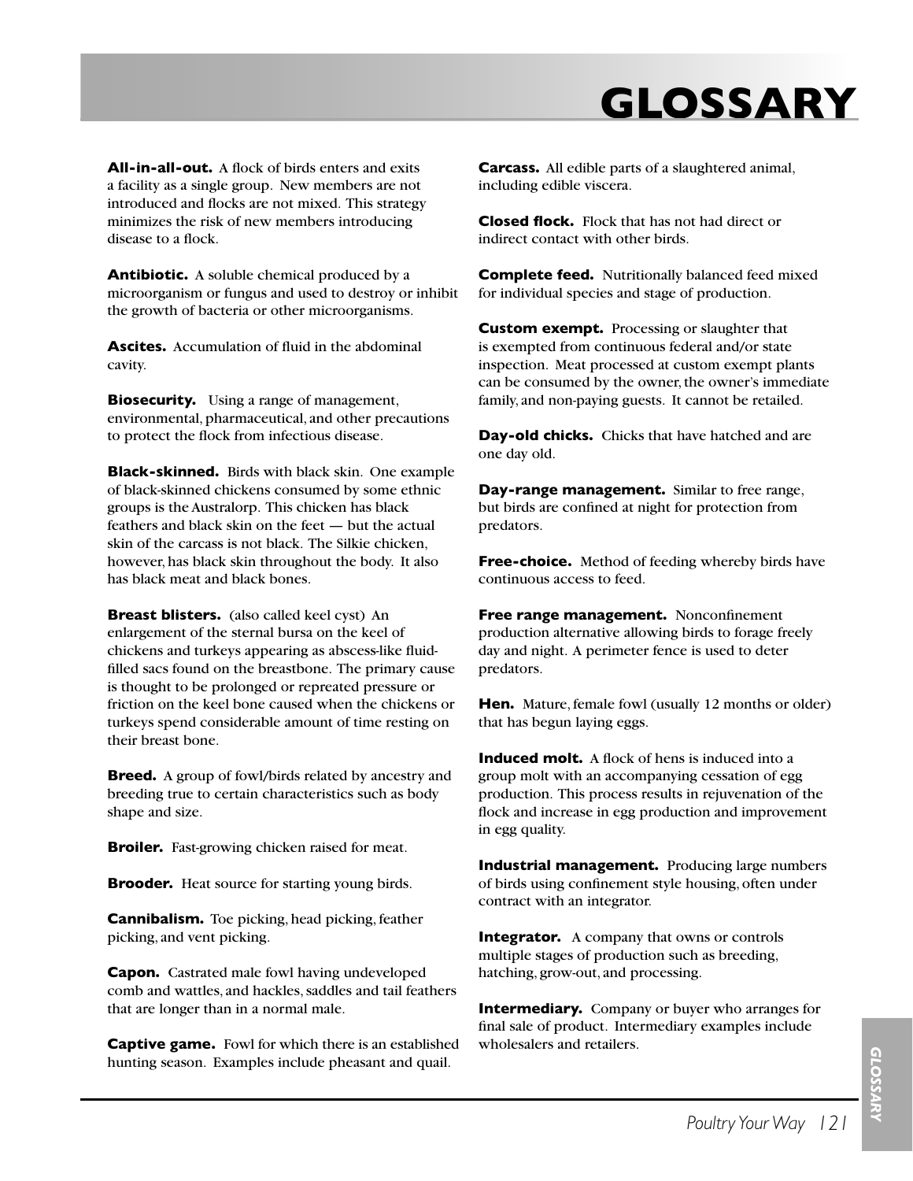# GLOSSARY

**All-in-all-out.** A flock of birds enters and exits a facility as a single group. New members are not introduced and flocks are not mixed. This strategy minimizes the risk of new members introducing disease to a flock.

**Antibiotic.** A soluble chemical produced by a microorganism or fungus and used to destroy or inhibit the growth of bacteria or other microorganisms.

**Ascites.** Accumulation of fluid in the abdominal cavity.

**Biosecurity.** Using a range of management, environmental, pharmaceutical, and other precautions to protect the flock from infectious disease.

**Black-skinned.** Birds with black skin. One example of black-skinned chickens consumed by some ethnic groups is the Australorp. This chicken has black feathers and black skin on the feet — but the actual skin of the carcass is not black. The Silkie chicken, however, has black skin throughout the body. It also has black meat and black bones.

**Breast blisters.** (also called keel cyst) An enlargement of the sternal bursa on the keel of chickens and turkeys appearing as abscess-like fluid-filled sacs found on the breastbone. The primary cause is thought to be prolonged or repreated pressure or friction on the keel bone caused when the chickens or turkeys spend considerable amount of time resting on their breast bone.

**Breed.** A group of fowl/birds related by ancestry and breeding true to certain characteristics such as body shape and size.

**Broiler.** Fast-growing chicken raised for meat.

**Brooder.** Heat source for starting young birds.

**Cannibalism.** Toe picking, head picking, feather picking, and vent picking.

**Capon.** Castrated male fowl having undeveloped comb and wattles, and hackles, saddles and tail feathers that are longer than in a normal male.

**Captive game.** Fowl for which there is an established hunting season. Examples include pheasant and quail.

**Carcass.** All edible parts of a slaughtered animal, including edible viscera.

**Closed flock.** Flock that has not had direct or indirect contact with other birds.

**Complete feed.** Nutritionally balanced feed mixed for individual species and stage of production.

**Custom exempt.** Processing or slaughter that is exempted from continuous federal and/or state inspection. Meat processed at custom exempt plants can be consumed by the owner, the owner's immediate family, and non-paying guests. It cannot be retailed.

**Day-old chicks.** Chicks that have hatched and are one day old.

**Day-range management.** Similar to free range, but birds are confined at night for protection from predators.

**Free-choice.** Method of feeding whereby birds have continuous access to feed.

**Free range management.** Nonconfinement production alternative allowing birds to forage freely day and night. A perimeter fence is used to deter predators.

**Hen.** Mature, female fowl (usually 12 months or older) that has begun laying eggs.

**Induced molt.** A flock of hens is induced into a group molt with an accompanying cessation of egg production. This process results in rejuvenation of the flock and increase in egg production and improvement in egg quality.

**Industrial management.** Producing large numbers of birds using confinement style housing, often under contract with an integrator.

**Integrator.** A company that owns or controls multiple stages of production such as breeding, hatching, grow-out, and processing.

**Intermediary.** Company or buyer who arranges for final sale of product. Intermediary examples include wholesalers and retailers.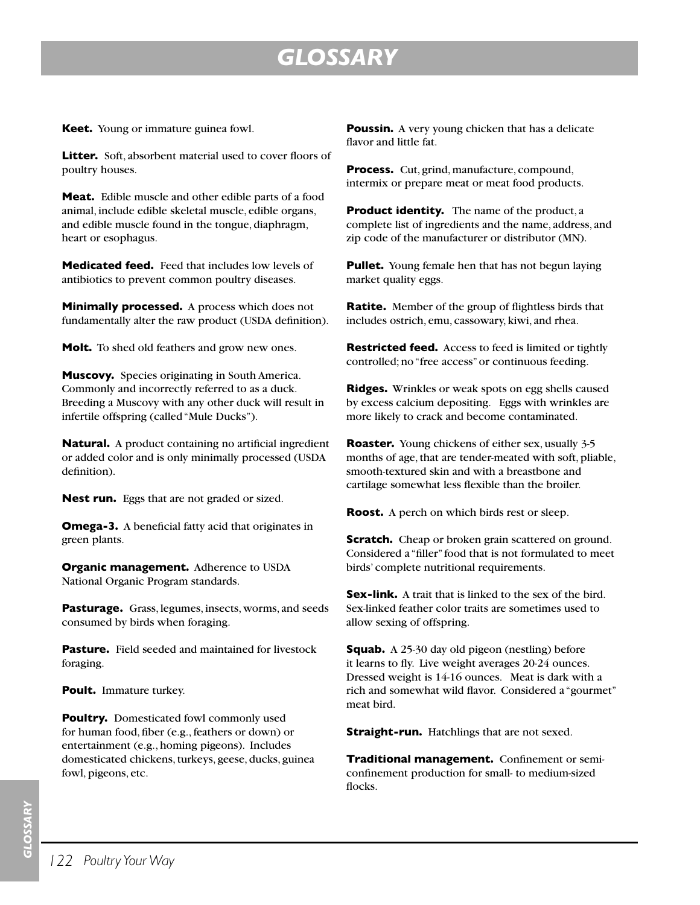# GLOSSARY

**Keet.** Young or immature guinea fowl.

**Litter.** Soft, absorbent material used to cover floors of poultry houses.

**Meat.** Edible muscle and other edible parts of a food animal, include edible skeletal muscle, edible organs, and edible muscle found in the tongue, diaphragm, heart or esophagus.

**Medicated feed.** Feed that includes low levels of antibiotics to prevent common poultry diseases.

**Minimally processed.** A process which does not fundamentally alter the raw product (USDA definition).

**Molt.** To shed old feathers and grow new ones.

**Muscovy.** Species originating in South America. Commonly and incorrectly referred to as a duck. Breeding a Muscovy with any other duck will result in infertile offspring (called "Mule Ducks").

**Natural.** A product containing no artificial ingredient or added color and is only minimally processed (USDA definition).

**Nest run.** Eggs that are not graded or sized.

**Omega-3.** A beneficial fatty acid that originates in green plants.

**Organic management.** Adherence to USDA National Organic Program standards.

**Pasturage.** Grass, legumes, insects, worms, and seeds consumed by birds when foraging.

**Pasture.** Field seeded and maintained for livestock foraging.

**Poult.** Immature turkey.

**Poultry.** Domesticated fowl commonly used for human food, fiber (e.g., feathers or down) or entertainment (e.g., homing pigeons). Includes domesticated chickens, turkeys, geese, ducks, guinea fowl, pigeons, etc.

**Poussin.** A very young chicken that has a delicate flavor and little fat.

**Process.** Cut, grind, manufacture, compound, intermix or prepare meat or meat food products.

**Product identity.** The name of the product, a complete list of ingredients and the name, address, and zip code of the manufacturer or distributor (MN).

**Pullet.** Young female hen that has not begun laying market quality eggs.

**Ratite.** Member of the group of flightless birds that includes ostrich, emu, cassowary, kiwi, and rhea.

**Restricted feed.** Access to feed is limited or tightly controlled; no "free access" or continuous feeding.

**Ridges.** Wrinkles or weak spots on egg shells caused by excess calcium depositing. Eggs with wrinkles are more likely to crack and become contaminated.

**Roaster.** Young chickens of either sex, usually 3-5 months of age, that are tender-meated with soft, pliable, smooth-textured skin and with a breastbone and cartilage somewhat less flexible than the broiler.

**Roost.** A perch on which birds rest or sleep.

**Scratch.** Cheap or broken grain scattered on ground. Considered a "filler" food that is not formulated to meet birds' complete nutritional requirements.

**Sex-link.** A trait that is linked to the sex of the bird. Sex-linked feather color traits are sometimes used to allow sexing of offspring.

**Squab.** A 25-30 day old pigeon (nestling) before it learns to fly. Live weight averages 20-24 ounces. Dressed weight is 14-16 ounces. Meat is dark with a rich and somewhat wild flavor. Considered a "gourmet" meat bird.

**Straight-run.** Hatchlings that are not sexed.

**Traditional management.** Confinement or semi-confinement production for small- to medium-sized flocks.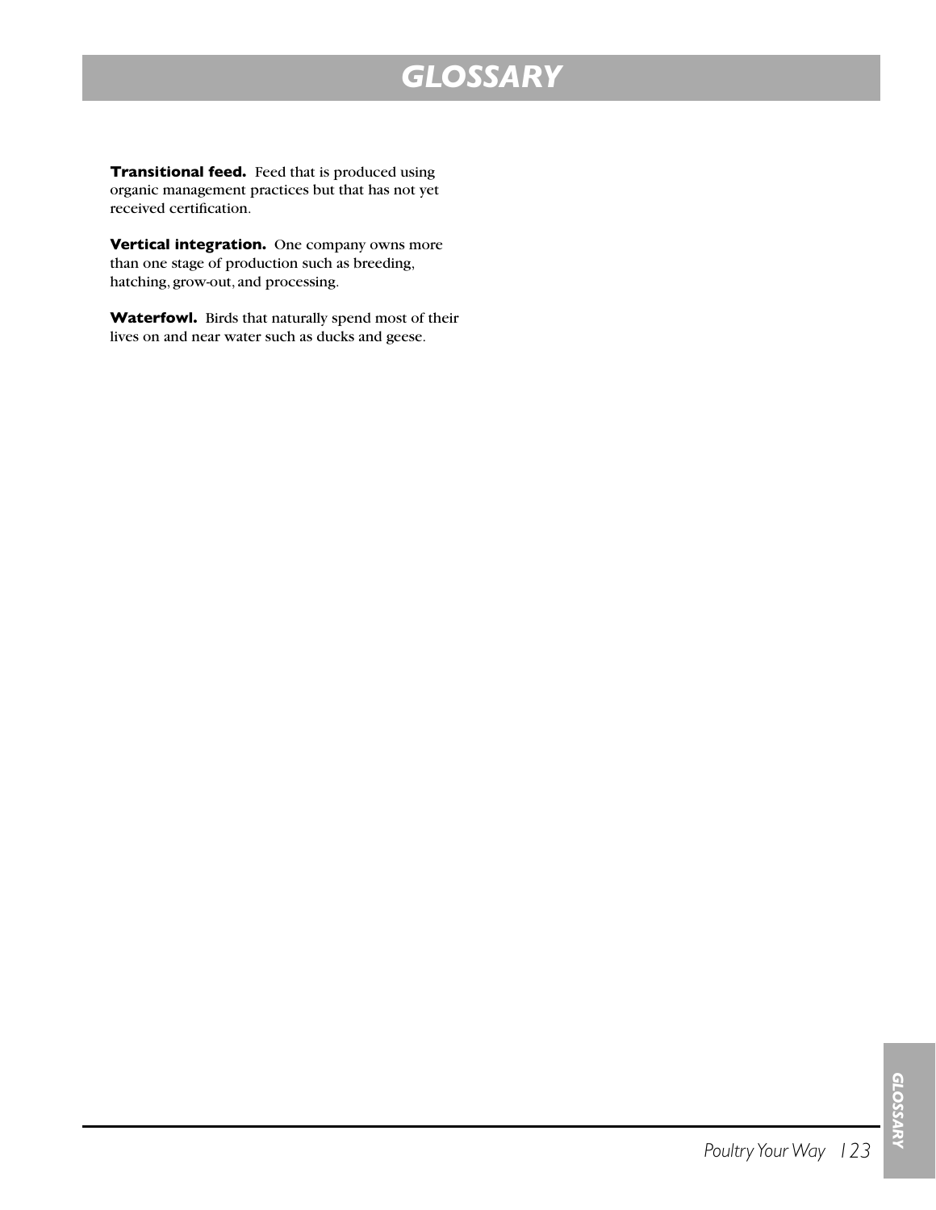# GLOSSARY

**Transitional feed.** Feed that is produced using organic management practices but that has not yet received certification.

**Vertical integration.** One company owns more than one stage of production such as breeding, hatching, grow-out, and processing.

**Waterfowl.** Birds that naturally spend most of their lives on and near water such as ducks and geese.